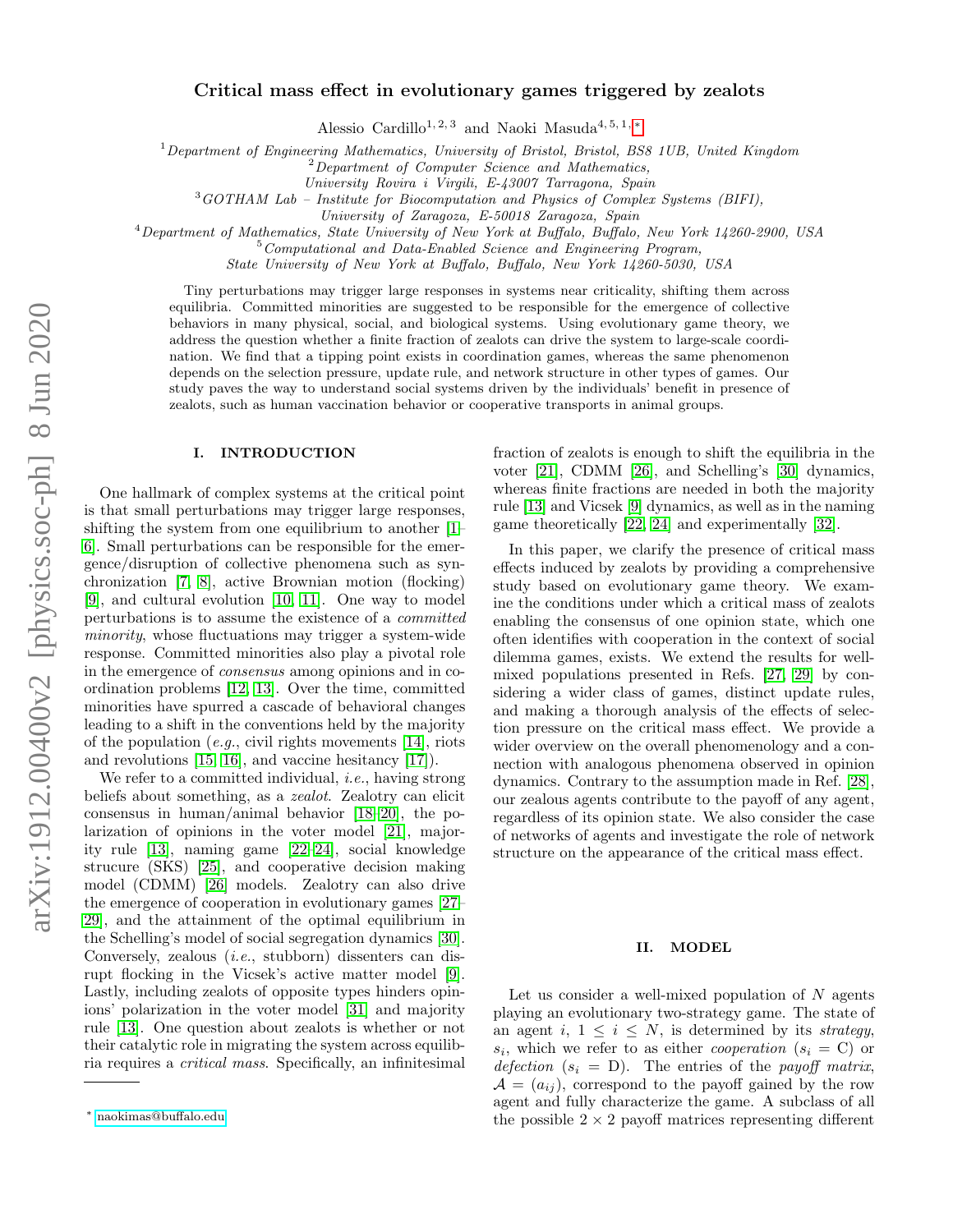# Critical mass effect in evolutionary games triggered by zealots

Alessio Cardillo[1, 2, 3] and Naoki Masuda[4, 5, 1, *]

[1] *Department of Engineering Mathematics, University of Bristol, Bristol, BS8 1UB, United Kingdom*
[2] *Department of Computer Science and Mathematics, University Rovira i Virgili, E-43007 Tarragona, Spain*
[3] *GOTHAM Lab – Institute for Biocomputation and Physics of Complex Systems (BIFI), University of Zaragoza, E-50018 Zaragoza, Spain*
[4] *Department of Mathematics, State University of New York at Buffalo, Buffalo, New York 14260-2900, USA*
[5] *Computational and Data-Enabled Science and Engineering Program, State University of New York at Buffalo, Buffalo, New York 14260-5030, USA*

Tiny perturbations may trigger large responses in systems near criticality, shifting them across equilibria. Committed minorities are suggested to be responsible for the emergence of collective behaviors in many physical, social, and biological systems. Using evolutionary game theory, we address the question whether a finite fraction of zealots can drive the system to large-scale coordination. We find that a tipping point exists in coordination games, whereas the same phenomenon depends on the selection pressure, update rule, and network structure in other types of games. Our study paves the way to understand social systems driven by the individuals' benefit in presence of zealots, such as human vaccination behavior or cooperative transports in animal groups.

## I. INTRODUCTION

One hallmark of complex systems at the critical point is that small perturbations may trigger large responses, shifting the system from one equilibrium to another [1–6]. Small perturbations can be responsible for the emergence/disruption of collective phenomena such as synchronization [7, 8], active Brownian motion (flocking) [9], and cultural evolution [10, 11]. One way to model perturbations is to assume the existence of a *committed minority*, whose fluctuations may trigger a system-wide response. Committed minorities also play a pivotal role in the emergence of *consensus* among opinions and in coordination problems [12, 13]. Over the time, committed minorities have spurred a cascade of behavioral changes leading to a shift in the conventions held by the majority of the population (*e.g.*, civil rights movements [14], riots and revolutions [15, 16], and vaccine hesitancy [17]).

We refer to a committed individual, *i.e.*, having strong beliefs about something, as a *zealot*. Zealotry can elicit consensus in human/animal behavior [18–20], the polarization of opinions in the voter model [21], majority rule [13], naming game [22–24], social knowledge strucure (SKS) [25], and cooperative decision making model (CDMM) [26] models. Zealotry can also drive the emergence of cooperation in evolutionary games [27–29], and the attainment of the optimal equilibrium in the Schelling's model of social segregation dynamics [30]. Conversely, zealous (*i.e.*, stubborn) dissenters can disrupt flocking in the Vicsek's active matter model [9]. Lastly, including zealots of opposite types hinders opinions' polarization in the voter model [31] and majority rule [13]. One question about zealots is whether or not their catalytic role in migrating the system across equilibria requires a *critical mass*. Specifically, an infinitesimal fraction of zealots is enough to shift the equilibria in the voter [21], CDMM [26], and Schelling's [30] dynamics, whereas finite fractions are needed in both the majority rule [13] and Vicsek [9] dynamics, as well as in the naming game theoretically [22, 24] and experimentally [32].

In this paper, we clarify the presence of critical mass effects induced by zealots by providing a comprehensive study based on evolutionary game theory. We examine the conditions under which a critical mass of zealots enabling the consensus of one opinion state, which one often identifies with cooperation in the context of social dilemma games, exists. We extend the results for well-mixed populations presented in Refs. [27, 29] by considering a wider class of games, distinct update rules, and making a thorough analysis of the effects of selection pressure on the critical mass effect. We provide a wider overview on the overall phenomenology and a connection with analogous phenomena observed in opinion dynamics. Contrary to the assumption made in Ref. [28], our zealous agents contribute to the payoff of any agent, regardless of its opinion state. We also consider the case of networks of agents and investigate the role of network structure on the appearance of the critical mass effect.

## II. MODEL

Let us consider a well-mixed population of $N$ agents playing an evolutionary two-strategy game. The state of an agent $i$, $1 \leq i \leq N$, is determined by its *strategy*, $s_i$, which we refer to as either *cooperation* ($s_i$ = C) or *defection* ($s_i$ = D). The entries of the *payoff matrix*, $\mathcal{A} = (a_{ij})$, correspond to the payoff gained by the row agent and fully characterize the game. A subclass of all the possible $2 \times 2$ payoff matrices representing different

* naokimas@buffalo.edu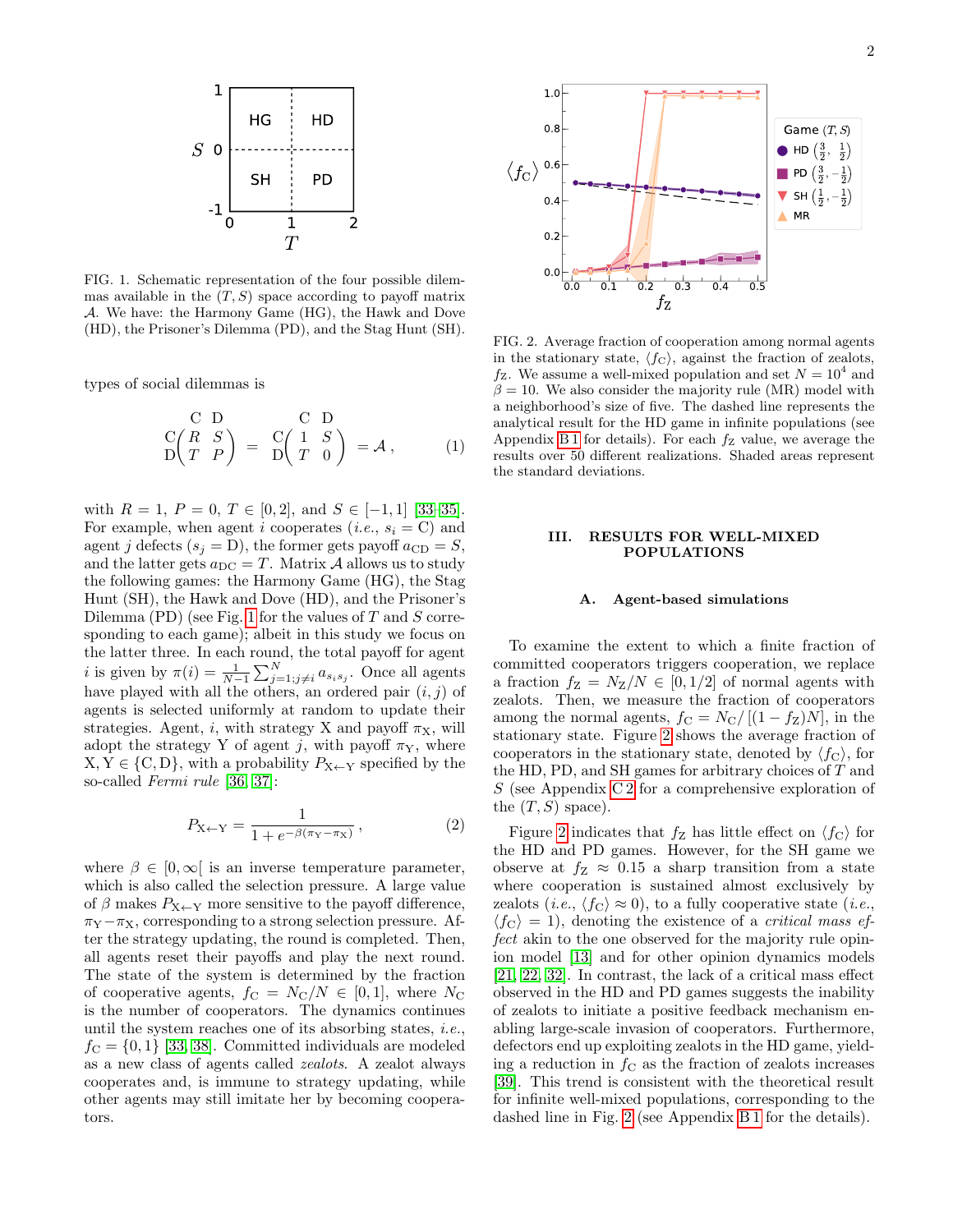FIG. 1. Schematic representation of the four possible dilemmas available in the $(T, S)$ space according to payoff matrix $\mathcal{A}$. We have: the Harmony Game (HG), the Hawk and Dove (HD), the Prisoner's Dilemma (PD), and the Stag Hunt (SH).

types of social dilemmas is

$$\begin{array}{c} \\ \mathrm{C} \\ \mathrm{D} \end{array}\!\!\begin{array}{c} \mathrm{C}\quad \mathrm{D} \\ \begin{pmatrix} R & S \\ T & P \end{pmatrix} \end{array} = \begin{array}{c} \\ \mathrm{C} \\ \mathrm{D} \end{array}\!\!\begin{array}{c} \mathrm{C}\quad \mathrm{D} \\ \begin{pmatrix} 1 & S \\ T & 0 \end{pmatrix} \end{array} = \mathcal{A}\,, \tag{1}$$

with $R = 1$, $P = 0$, $T \in [0, 2]$, and $S \in [-1, 1]$ [33–35]. For example, when agent $i$ cooperates (*i.e.*, $s_i = \mathrm{C}$) and agent $j$ defects ($s_j = \mathrm{D}$), the former gets payoff $a_{\mathrm{CD}} = S$, and the latter gets $a_{\mathrm{DC}} = T$. Matrix $\mathcal{A}$ allows us to study the following games: the Harmony Game (HG), the Stag Hunt (SH), the Hawk and Dove (HD), and the Prisoner's Dilemma (PD) (see Fig. 1 for the values of $T$ and $S$ corresponding to each game); albeit in this study we focus on the latter three. In each round, the total payoff for agent $i$ is given by $\pi(i) = \frac{1}{N-1}\sum_{j=1;j\neq i}^{N} a_{s_i s_j}$. Once all agents have played with all the others, an ordered pair $(i, j)$ of agents is selected uniformly at random to update their strategies. Agent, $i$, with strategy X and payoff $\pi_{\mathrm{X}}$, will adopt the strategy Y of agent $j$, with payoff $\pi_{\mathrm{Y}}$, where $\mathrm{X}, \mathrm{Y} \in \{\mathrm{C}, \mathrm{D}\}$, with a probability $P_{\mathrm{X}\leftarrow\mathrm{Y}}$ specified by the so-called *Fermi rule* [36, 37]:

$$P_{\mathrm{X}\leftarrow\mathrm{Y}} = \frac{1}{1 + e^{-\beta(\pi_{\mathrm{Y}} - \pi_{\mathrm{X}})}}\,, \tag{2}$$

where $\beta \in [0, \infty[$ is an inverse temperature parameter, which is also called the selection pressure. A large value of $\beta$ makes $P_{\mathrm{X}\leftarrow\mathrm{Y}}$ more sensitive to the payoff difference, $\pi_{\mathrm{Y}} - \pi_{\mathrm{X}}$, corresponding to a strong selection pressure. After the strategy updating, the round is completed. Then, all agents reset their payoffs and play the next round. The state of the system is determined by the fraction of cooperative agents, $f_{\mathrm{C}} = N_{\mathrm{C}}/N \in [0, 1]$, where $N_{\mathrm{C}}$ is the number of cooperators. The dynamics continues until the system reaches one of its absorbing states, *i.e.*, $f_{\mathrm{C}} = \{0, 1\}$ [33, 38]. Committed individuals are modeled as a new class of agents called *zealots*. A zealot always cooperates and, is immune to strategy updating, while other agents may still imitate her by becoming cooperators.

FIG. 2. Average fraction of cooperation among normal agents in the stationary state, $\langle f_{\mathrm{C}}\rangle$, against the fraction of zealots, $f_{\mathrm{Z}}$. We assume a well-mixed population and set $N = 10^4$ and $\beta = 10$. We also consider the majority rule (MR) model with a neighborhood's size of five. The dashed line represents the analytical result for the HD game in infinite populations (see Appendix B 1 for details). For each $f_{\mathrm{Z}}$ value, we average the results over 50 different realizations. Shaded areas represent the standard deviations.

## III. RESULTS FOR WELL-MIXED POPULATIONS

### A. Agent-based simulations

To examine the extent to which a finite fraction of committed cooperators triggers cooperation, we replace a fraction $f_{\mathrm{Z}} = N_{\mathrm{Z}}/N \in [0, 1/2]$ of normal agents with zealots. Then, we measure the fraction of cooperators among the normal agents, $f_{\mathrm{C}} = N_{\mathrm{C}}/[(1 - f_{\mathrm{Z}})N]$, in the stationary state. Figure 2 shows the average fraction of cooperators in the stationary state, denoted by $\langle f_{\mathrm{C}}\rangle$, for the HD, PD, and SH games for arbitrary choices of $T$ and $S$ (see Appendix C 2 for a comprehensive exploration of the $(T, S)$ space).

Figure 2 indicates that $f_{\mathrm{Z}}$ has little effect on $\langle f_{\mathrm{C}}\rangle$ for the HD and PD games. However, for the SH game we observe at $f_{\mathrm{Z}} \approx 0.15$ a sharp transition from a state where cooperation is sustained almost exclusively by zealots (*i.e.*, $\langle f_{\mathrm{C}}\rangle \approx 0$), to a fully cooperative state (*i.e.*, $\langle f_{\mathrm{C}}\rangle = 1$), denoting the existence of a *critical mass effect* akin to the one observed for the majority rule opinion model [13] and for other opinion dynamics models [21, 22, 32]. In contrast, the lack of a critical mass effect observed in the HD and PD games suggests the inability of zealots to initiate a positive feedback mechanism enabling large-scale invasion of cooperators. Furthermore, defectors end up exploiting zealots in the HD game, yielding a reduction in $f_{\mathrm{C}}$ as the fraction of zealots increases [39]. This trend is consistent with the theoretical result for infinite well-mixed populations, corresponding to the dashed line in Fig. 2 (see Appendix B 1 for the details).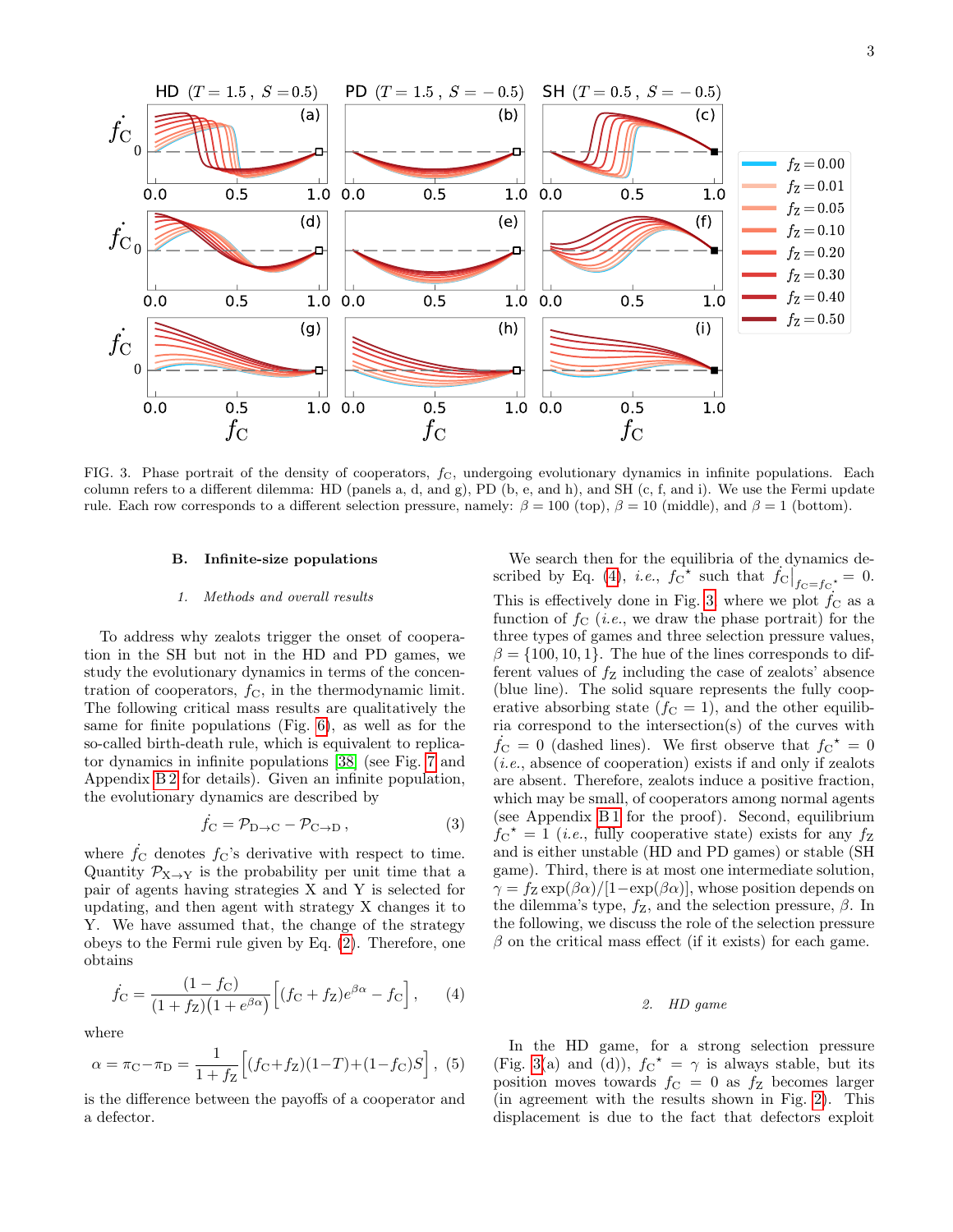FIG. 3. Phase portrait of the density of cooperators, $f_C$, undergoing evolutionary dynamics in infinite populations. Each column refers to a different dilemma: HD (panels a, d, and g), PD (b, e, and h), and SH (c, f, and i). We use the Fermi update rule. Each row corresponds to a different selection pressure, namely: $\beta = 100$ (top), $\beta = 10$ (middle), and $\beta = 1$ (bottom).

## B. Infinite-size populations

### 1. Methods and overall results

To address why zealots trigger the onset of cooperation in the SH but not in the HD and PD games, we study the evolutionary dynamics in terms of the concentration of cooperators, $f_C$, in the thermodynamic limit. The following critical mass results are qualitatively the same for finite populations (Fig. 6), as well as for the so-called birth-death rule, which is equivalent to replicator dynamics in infinite populations [38] (see Fig. 7 and Appendix B 2 for details). Given an infinite population, the evolutionary dynamics are described by

$$\dot{f_C} = \mathcal{P}_{D\to C} - \mathcal{P}_{C\to D}\,, \tag{3}$$

where $\dot{f_C}$ denotes $f_C$'s derivative with respect to time. Quantity $\mathcal{P}_{X\to Y}$ is the probability per unit time that a pair of agents having strategies X and Y is selected for updating, and then agent with strategy X changes it to Y. We have assumed that, the change of the strategy obeys to the Fermi rule given by Eq. (2). Therefore, one obtains

$$\dot{f_C} = \frac{(1-f_C)}{(1+f_Z)(1+e^{\beta\alpha})}\Big[(f_C+f_Z)e^{\beta\alpha} - f_C\Big]\,, \tag{4}$$

where

$$\alpha = \pi_C - \pi_D = \frac{1}{1+f_Z}\Big[(f_C+f_Z)(1-T)+(1-f_C)S\Big]\,, \tag{5}$$

is the difference between the payoffs of a cooperator and a defector.

We search then for the equilibria of the dynamics described by Eq. (4), *i.e.*, $f_C{}^\star$ such that $\dot{f_C}\big|_{f_C=f_C{}^\star} = 0$. This is effectively done in Fig. 3 where we plot $\dot{f_C}$ as a function of $f_C$ (*i.e.*, we draw the phase portrait) for the three types of games and three selection pressure values, $\beta = \{100, 10, 1\}$. The hue of the lines corresponds to different values of $f_Z$ including the case of zealots' absence (blue line). The solid square represents the fully cooperative absorbing state ($f_C = 1$), and the other equilibria correspond to the intersection(s) of the curves with $\dot{f_C} = 0$ (dashed lines). We first observe that $f_C{}^\star = 0$ (*i.e.*, absence of cooperation) exists if and only if zealots are absent. Therefore, zealots induce a positive fraction, which may be small, of cooperators among normal agents (see Appendix B 1 for the proof). Second, equilibrium $f_C{}^\star = 1$ (*i.e.*, fully cooperative state) exists for any $f_Z$ and is either unstable (HD and PD games) or stable (SH game). Third, there is at most one intermediate solution, $\gamma = f_Z\exp(\beta\alpha)/[1-\exp(\beta\alpha)]$, whose position depends on the dilemma's type, $f_Z$, and the selection pressure, $\beta$. In the following, we discuss the role of the selection pressure $\beta$ on the critical mass effect (if it exists) for each game.

### 2. HD game

In the HD game, for a strong selection pressure (Fig. 3(a) and (d)), $f_C{}^\star = \gamma$ is always stable, but its position moves towards $f_C = 0$ as $f_Z$ becomes larger (in agreement with the results shown in Fig. 2). This displacement is due to the fact that defectors exploit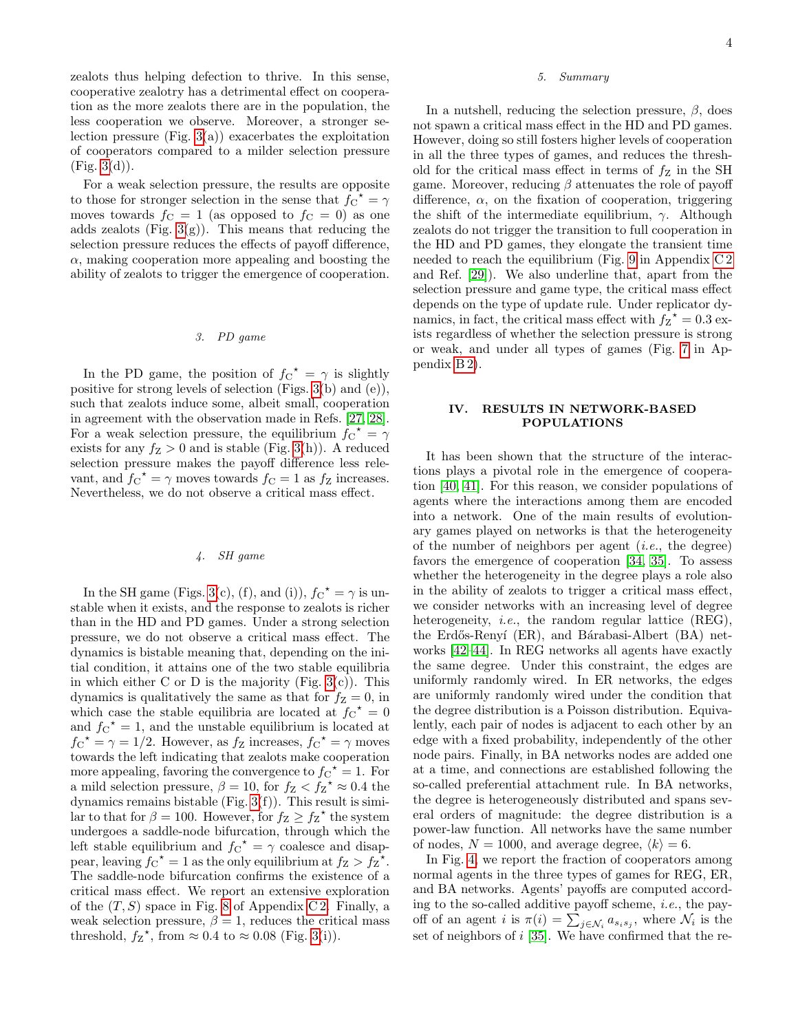zealots thus helping defection to thrive. In this sense, cooperative zealotry has a detrimental effect on cooperation as the more zealots there are in the population, the less cooperation we observe. Moreover, a stronger selection pressure (Fig. 3(a)) exacerbates the exploitation of cooperators compared to a milder selection pressure (Fig. 3(d)).

For a weak selection pressure, the results are opposite to those for stronger selection in the sense that ${f_\mathrm{C}}^\star = \gamma$ moves towards $f_\mathrm{C} = 1$ (as opposed to $f_\mathrm{C} = 0$) as one adds zealots (Fig. 3(g)). This means that reducing the selection pressure reduces the effects of payoff difference, $\alpha$, making cooperation more appealing and boosting the ability of zealots to trigger the emergence of cooperation.

#### 3. PD game

In the PD game, the position of ${f_\mathrm{C}}^\star = \gamma$ is slightly positive for strong levels of selection (Figs. 3(b) and (e)), such that zealots induce some, albeit small, cooperation in agreement with the observation made in Refs. [27, 28]. For a weak selection pressure, the equilibrium ${f_\mathrm{C}}^\star = \gamma$ exists for any $f_\mathrm{Z} > 0$ and is stable (Fig. 3(h)). A reduced selection pressure makes the payoff difference less relevant, and ${f_\mathrm{C}}^\star = \gamma$ moves towards $f_\mathrm{C} = 1$ as $f_\mathrm{Z}$ increases. Nevertheless, we do not observe a critical mass effect.

#### 4. SH game

In the SH game (Figs. 3(c), (f), and (i)), ${f_\mathrm{C}}^\star = \gamma$ is unstable when it exists, and the response to zealots is richer than in the HD and PD games. Under a strong selection pressure, we do not observe a critical mass effect. The dynamics is bistable meaning that, depending on the initial condition, it attains one of the two stable equilibria in which either C or D is the majority (Fig. 3(c)). This dynamics is qualitatively the same as that for $f_\mathrm{Z} = 0$, in which case the stable equilibria are located at ${f_\mathrm{C}}^\star = 0$ and ${f_\mathrm{C}}^\star = 1$, and the unstable equilibrium is located at ${f_\mathrm{C}}^\star = \gamma = 1/2$. However, as $f_\mathrm{Z}$ increases, ${f_\mathrm{C}}^\star = \gamma$ moves towards the left indicating that zealots make cooperation more appealing, favoring the convergence to ${f_\mathrm{C}}^\star = 1$. For a mild selection pressure, $\beta = 10$, for $f_\mathrm{Z} < {f_\mathrm{Z}}^\star \approx 0.4$ the dynamics remains bistable (Fig. 3(f)). This result is similar to that for $\beta = 100$. However, for $f_\mathrm{Z} \geq {f_\mathrm{Z}}^\star$ the system undergoes a saddle-node bifurcation, through which the left stable equilibrium and ${f_\mathrm{C}}^\star = \gamma$ coalesce and disappear, leaving ${f_\mathrm{C}}^\star = 1$ as the only equilibrium at $f_\mathrm{Z} > {f_\mathrm{Z}}^\star$. The saddle-node bifurcation confirms the existence of a critical mass effect. We report an extensive exploration of the $(T, S)$ space in Fig. 8 of Appendix C 2. Finally, a weak selection pressure, $\beta = 1$, reduces the critical mass threshold, ${f_\mathrm{Z}}^\star$, from $\approx 0.4$ to $\approx 0.08$ (Fig. 3(i)).

#### 5. Summary

In a nutshell, reducing the selection pressure, $\beta$, does not spawn a critical mass effect in the HD and PD games. However, doing so still fosters higher levels of cooperation in all the three types of games, and reduces the threshold for the critical mass effect in terms of $f_\mathrm{Z}$ in the SH game. Moreover, reducing $\beta$ attenuates the role of payoff difference, $\alpha$, on the fixation of cooperation, triggering the shift of the intermediate equilibrium, $\gamma$. Although zealots do not trigger the transition to full cooperation in the HD and PD games, they elongate the transient time needed to reach the equilibrium (Fig. 9 in Appendix C 2 and Ref. [29]). We also underline that, apart from the selection pressure and game type, the critical mass effect depends on the type of update rule. Under replicator dynamics, in fact, the critical mass effect with ${f_\mathrm{Z}}^\star = 0.3$ exists regardless of whether the selection pressure is strong or weak, and under all types of games (Fig. 7 in Appendix B 2).

## IV. RESULTS IN NETWORK-BASED POPULATIONS

It has been shown that the structure of the interactions plays a pivotal role in the emergence of cooperation [40, 41]. For this reason, we consider populations of agents where the interactions among them are encoded into a network. One of the main results of evolutionary games played on networks is that the heterogeneity of the number of neighbors per agent (*i.e.*, the degree) favors the emergence of cooperation [34, 35]. To assess whether the heterogeneity in the degree plays a role also in the ability of zealots to trigger a critical mass effect, we consider networks with an increasing level of degree heterogeneity, *i.e.*, the random regular lattice (REG), the Erdős-Renyí (ER), and Bárabasi-Albert (BA) networks [42–44]. In REG networks all agents have exactly the same degree. Under this constraint, the edges are uniformly randomly wired. In ER networks, the edges are uniformly randomly wired under the condition that the degree distribution is a Poisson distribution. Equivalently, each pair of nodes is adjacent to each other by an edge with a fixed probability, independently of the other node pairs. Finally, in BA networks nodes are added one at a time, and connections are established following the so-called preferential attachment rule. In BA networks, the degree is heterogeneously distributed and spans several orders of magnitude: the degree distribution is a power-law function. All networks have the same number of nodes, $N = 1000$, and average degree, $\langle k \rangle = 6$.

In Fig. 4, we report the fraction of cooperators among normal agents in the three types of games for REG, ER, and BA networks. Agents' payoffs are computed according to the so-called additive payoff scheme, *i.e.*, the payoff of an agent $i$ is $\pi(i) = \sum_{j \in \mathcal{N}_i} a_{s_i s_j}$, where $\mathcal{N}_i$ is the set of neighbors of $i$ [35]. We have confirmed that the re-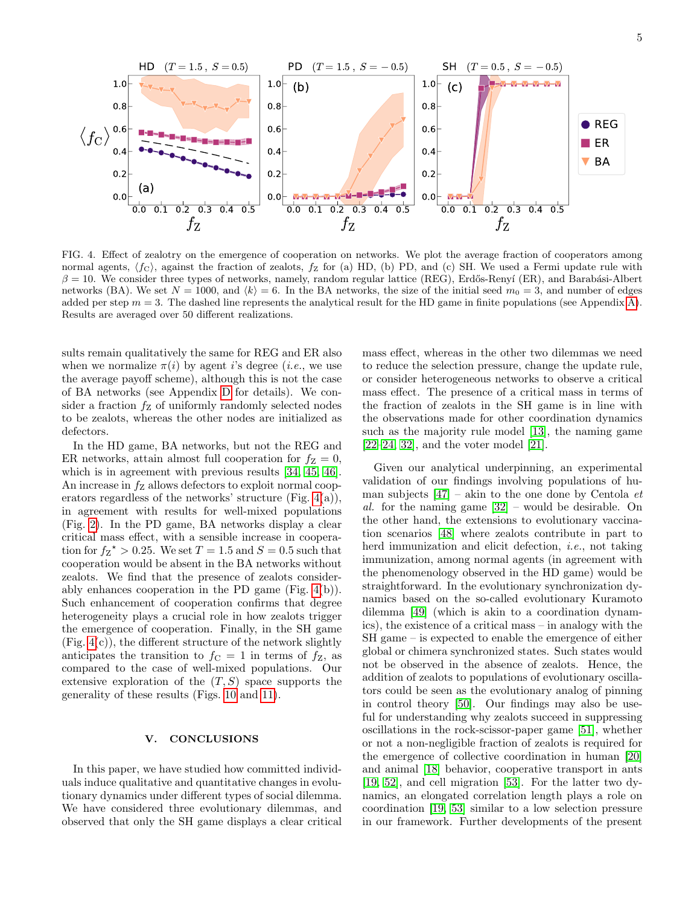FIG. 4. Effect of zealotry on the emergence of cooperation on networks. We plot the average fraction of cooperators among normal agents, $\langle f_C \rangle$, against the fraction of zealots, $f_Z$ for (a) HD, (b) PD, and (c) SH. We used a Fermi update rule with $\beta = 10$. We consider three types of networks, namely, random regular lattice (REG), Erdős-Renyí (ER), and Barabási-Albert networks (BA). We set $N = 1000$, and $\langle k \rangle = 6$. In the BA networks, the size of the initial seed $m_0 = 3$, and number of edges added per step $m = 3$. The dashed line represents the analytical result for the HD game in finite populations (see Appendix A). Results are averaged over 50 different realizations.

sults remain qualitatively the same for REG and ER also when we normalize $\pi(i)$ by agent $i$'s degree (*i.e.*, we use the average payoff scheme), although this is not the case of BA networks (see Appendix D for details). We consider a fraction $f_Z$ of uniformly randomly selected nodes to be zealots, whereas the other nodes are initialized as defectors.

In the HD game, BA networks, but not the REG and ER networks, attain almost full cooperation for $f_Z = 0$, which is in agreement with previous results [34, 45, 46]. An increase in $f_Z$ allows defectors to exploit normal cooperators regardless of the networks' structure (Fig. 4(a)), in agreement with results for well-mixed populations (Fig. 2). In the PD game, BA networks display a clear critical mass effect, with a sensible increase in cooperation for $f_Z^\star > 0.25$. We set $T = 1.5$ and $S = 0.5$ such that cooperation would be absent in the BA networks without zealots. We find that the presence of zealots considerably enhances cooperation in the PD game (Fig. 4(b)). Such enhancement of cooperation confirms that degree heterogeneity plays a crucial role in how zealots trigger the emergence of cooperation. Finally, in the SH game (Fig. 4(c)), the different structure of the network slightly anticipates the transition to $f_C = 1$ in terms of $f_Z$, as compared to the case of well-mixed populations. Our extensive exploration of the $(T, S)$ space supports the generality of these results (Figs. 10 and 11).

## V. CONCLUSIONS

In this paper, we have studied how committed individuals induce qualitative and quantitative changes in evolutionary dynamics under different types of social dilemma. We have considered three evolutionary dilemmas, and observed that only the SH game displays a clear critical mass effect, whereas in the other two dilemmas we need to reduce the selection pressure, change the update rule, or consider heterogeneous networks to observe a critical mass effect. The presence of a critical mass in terms of the fraction of zealots in the SH game is in line with the observations made for other coordination dynamics such as the majority rule model [13], the naming game [22–24, 32], and the voter model [21].

Given our analytical underpinning, an experimental validation of our findings involving populations of human subjects [47] – akin to the one done by Centola *et al.* for the naming game [32] – would be desirable. On the other hand, the extensions to evolutionary vaccination scenarios [48] where zealots contribute in part to herd immunization and elicit defection, *i.e.*, not taking immunization, among normal agents (in agreement with the phenomenology observed in the HD game) would be straightforward. In the evolutionary synchronization dynamics based on the so-called evolutionary Kuramoto dilemma [49] (which is akin to a coordination dynamics), the existence of a critical mass – in analogy with the SH game – is expected to enable the emergence of either global or chimera synchronized states. Such states would not be observed in the absence of zealots. Hence, the addition of zealots to populations of evolutionary oscillators could be seen as the evolutionary analog of pinning in control theory [50]. Our findings may also be useful for understanding why zealots succeed in suppressing oscillations in the rock-scissor-paper game [51], whether or not a non-negligible fraction of zealots is required for the emergence of collective coordination in human [20] and animal [18] behavior, cooperative transport in ants [19, 52], and cell migration [53]. For the latter two dynamics, an elongated correlation length plays a role on coordination [19, 53] similar to a low selection pressure in our framework. Further developments of the present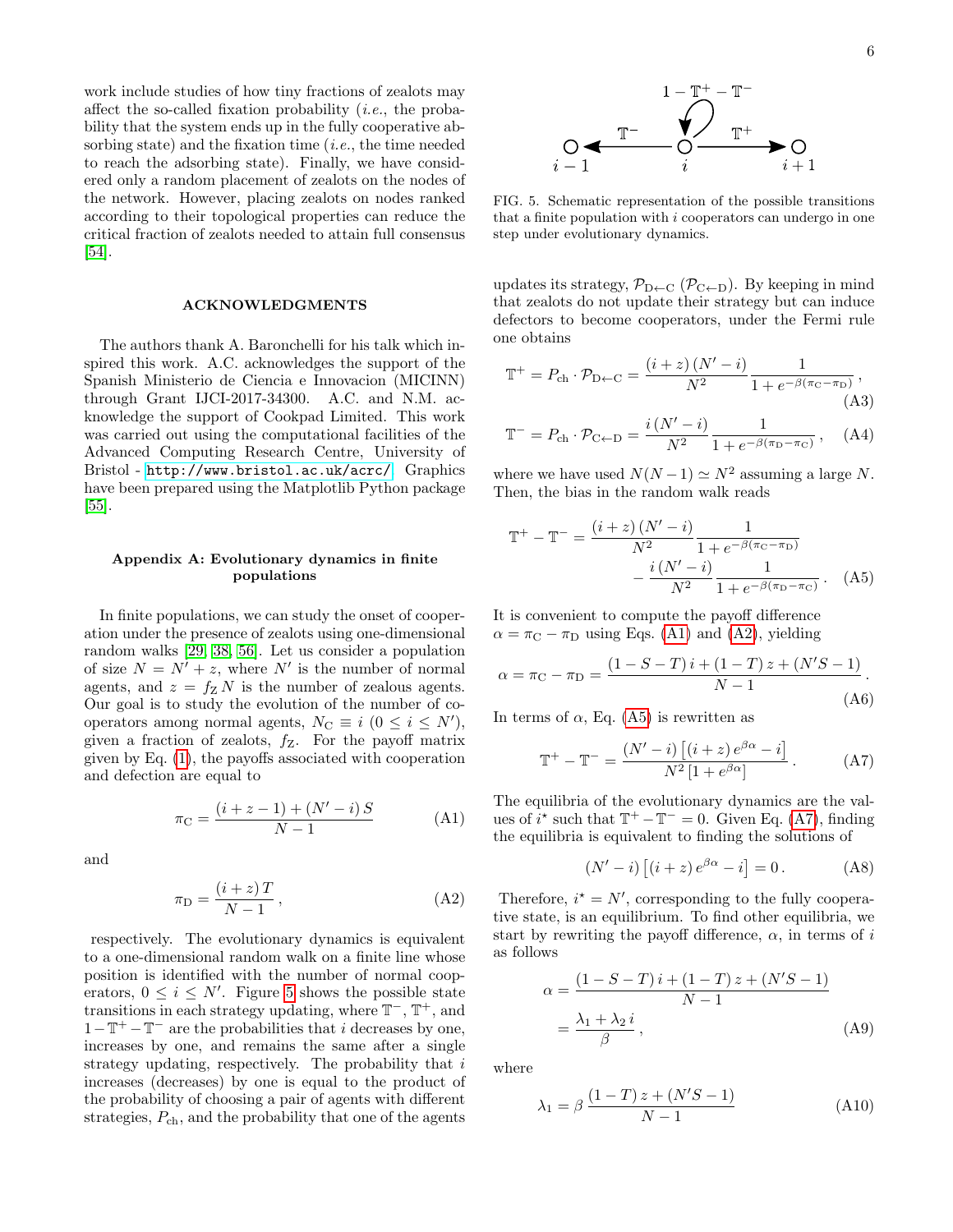work include studies of how tiny fractions of zealots may affect the so-called fixation probability (*i.e.*, the probability that the system ends up in the fully cooperative absorbing state) and the fixation time (*i.e.*, the time needed to reach the adsorbing state). Finally, we have considered only a random placement of zealots on the nodes of the network. However, placing zealots on nodes ranked according to their topological properties can reduce the critical fraction of zealots needed to attain full consensus [54].

## ACKNOWLEDGMENTS

The authors thank A. Baronchelli for his talk which inspired this work. A.C. acknowledges the support of the Spanish Ministerio de Ciencia e Innovacion (MICINN) through Grant IJCI-2017-34300. A.C. and N.M. acknowledge the support of Cookpad Limited. This work was carried out using the computational facilities of the Advanced Computing Research Centre, University of Bristol - http://www.bristol.ac.uk/acrc/. Graphics have been prepared using the Matplotlib Python package [55].

## Appendix A: Evolutionary dynamics in finite populations

In finite populations, we can study the onset of cooperation under the presence of zealots using one-dimensional random walks [29, 38, 56]. Let us consider a population of size $N = N' + z$, where $N'$ is the number of normal agents, and $z = f_{\rm Z} N$ is the number of zealous agents. Our goal is to study the evolution of the number of cooperators among normal agents, $N_{\rm C} \equiv i$ ($0 \leq i \leq N'$), given a fraction of zealots, $f_{\rm Z}$. For the payoff matrix given by Eq. (1), the payoffs associated with cooperation and defection are equal to

$$\pi_{\rm C} = \frac{(i+z-1) + (N'-i)\,S}{N-1} \tag{A1}$$

and

$$\pi_{\rm D} = \frac{(i+z)\,T}{N-1}\,, \tag{A2}$$

respectively. The evolutionary dynamics is equivalent to a one-dimensional random walk on a finite line whose position is identified with the number of normal cooperators, $0 \leq i \leq N'$. Figure 5 shows the possible state transitions in each strategy updating, where $\mathbb{T}^-$, $\mathbb{T}^+$, and $1-\mathbb{T}^+-\mathbb{T}^-$ are the probabilities that $i$ decreases by one, increases by one, and remains the same after a single strategy updating, respectively. The probability that $i$ increases (decreases) by one is equal to the product of the probability of choosing a pair of agents with different strategies, $P_{\rm ch}$, and the probability that one of the agents

FIG. 5. Schematic representation of the possible transitions that a finite population with $i$ cooperators can undergo in one step under evolutionary dynamics.

updates its strategy, $\mathcal{P}_{\rm D\leftarrow C}$ ($\mathcal{P}_{\rm C\leftarrow D}$). By keeping in mind that zealots do not update their strategy but can induce defectors to become cooperators, under the Fermi rule one obtains

$$\mathbb{T}^+ = P_{\rm ch}\cdot \mathcal{P}_{\rm D\leftarrow C} = \frac{(i+z)\,(N'-i)}{N^2}\frac{1}{1+e^{-\beta(\pi_{\rm C}-\pi_{\rm D})}}\,, \tag{A3}$$

$$\mathbb{T}^- = P_{\rm ch}\cdot \mathcal{P}_{\rm C\leftarrow D} = \frac{i\,(N'-i)}{N^2}\frac{1}{1+e^{-\beta(\pi_{\rm D}-\pi_{\rm C})}}\,, \tag{A4}$$

where we have used $N(N-1)\simeq N^2$ assuming a large $N$. Then, the bias in the random walk reads

$$\mathbb{T}^+ - \mathbb{T}^- = \frac{(i+z)\,(N'-i)}{N^2}\frac{1}{1+e^{-\beta(\pi_{\rm C}-\pi_{\rm D})}} - \frac{i\,(N'-i)}{N^2}\frac{1}{1+e^{-\beta(\pi_{\rm D}-\pi_{\rm C})}}\,. \tag{A5}$$

It is convenient to compute the payoff difference $\alpha = \pi_{\rm C} - \pi_{\rm D}$ using Eqs. (A1) and (A2), yielding

$$\alpha = \pi_{\rm C} - \pi_{\rm D} = \frac{(1-S-T)\,i + (1-T)\,z + (N'S-1)}{N-1}\,. \tag{A6}$$

In terms of $\alpha$, Eq. (A5) is rewritten as

$$\mathbb{T}^+ - \mathbb{T}^- = \frac{(N'-i)\left[(i+z)\,e^{\beta\alpha} - i\right]}{N^2\left[1+e^{\beta\alpha}\right]}\,. \tag{A7}$$

The equilibria of the evolutionary dynamics are the values of $i^\star$ such that $\mathbb{T}^+ - \mathbb{T}^- = 0$. Given Eq. (A7), finding the equilibria is equivalent to finding the solutions of

$$(N'-i)\left[(i+z)\,e^{\beta\alpha} - i\right] = 0\,. \tag{A8}$$

Therefore, $i^\star = N'$, corresponding to the fully cooperative state, is an equilibrium. To find other equilibria, we start by rewriting the payoff difference, $\alpha$, in terms of $i$ as follows

$$\alpha = \frac{(1-S-T)\,i + (1-T)\,z + (N'S-1)}{N-1} = \frac{\lambda_1 + \lambda_2\,i}{\beta}\,, \tag{A9}$$

where

$$\lambda_1 = \beta\,\frac{(1-T)\,z + (N'S-1)}{N-1} \tag{A10}$$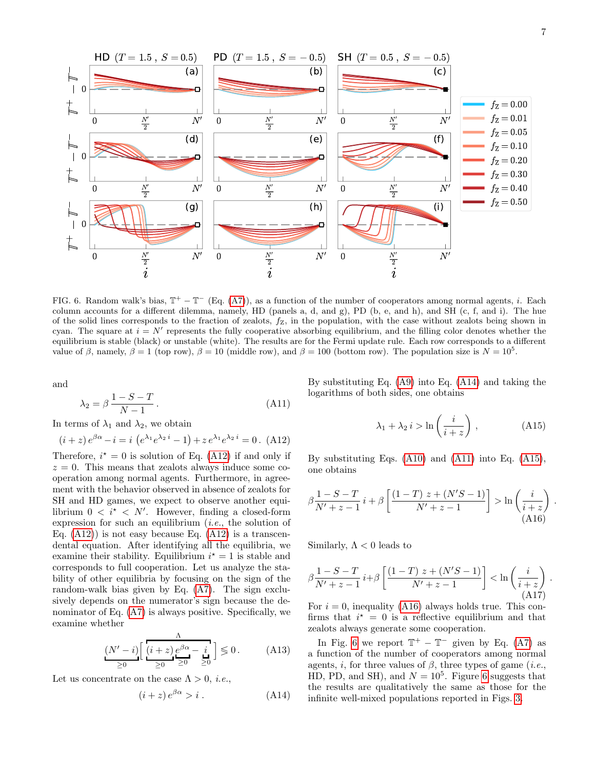FIG. 6. Random walk's bias, $\mathbb{T}^+ - \mathbb{T}^-$ (Eq. (A7)), as a function of the number of cooperators among normal agents, $i$. Each column accounts for a different dilemma, namely, HD (panels a, d, and g), PD (b, e, and h), and SH (c, f, and i). The hue of the solid lines corresponds to the fraction of zealots, $f_Z$, in the population, with the case without zealots being shown in cyan. The square at $i = N'$ represents the fully cooperative absorbing equilibrium, and the filling color denotes whether the equilibrium is stable (black) or unstable (white). The results are for the Fermi update rule. Each row corresponds to a different value of $\beta$, namely, $\beta = 1$ (top row), $\beta = 10$ (middle row), and $\beta = 100$ (bottom row). The population size is $N = 10^5$.

and

$$\lambda_2 = \beta \, \frac{1 - S - T}{N - 1} \, . \tag{A11}$$

In terms of $\lambda_1$ and $\lambda_2$, we obtain

$$(i + z) \, e^{\beta\alpha} - i = i \left( e^{\lambda_1} e^{\lambda_2 i} - 1 \right) + z \, e^{\lambda_1} e^{\lambda_2 i} = 0 \, . \tag{A12}$$

Therefore, $i^\star = 0$ is solution of Eq. (A12) if and only if $z = 0$. This means that zealots always induce some cooperation among normal agents. Furthermore, in agreement with the behavior observed in absence of zealots for SH and HD games, we expect to observe another equilibrium $0 < i^\star < N'$. However, finding a closed-form expression for such an equilibrium (*i.e.*, the solution of Eq. (A12)) is not easy because Eq. (A12) is a transcendental equation. After identifying all the equilibria, we examine their stability. Equilibrium $i^\star = 1$ is stable and corresponds to full cooperation. Let us analyze the stability of other equilibria by focusing on the sign of the random-walk bias given by Eq. (A7). The sign exclusively depends on the numerator's sign because the denominator of Eq. (A7) is always positive. Specifically, we examine whether

$$\underbrace{(N' - i)}_{\geq 0} \Big[ \overbrace{\underbrace{(i + z)}_{\geq 0} \underbrace{e^{\beta\alpha}}_{\geq 0} - \underbrace{i}_{\geq 0}}^{\Lambda} \Big] \lessgtr 0 \, . \tag{A13}$$

Let us concentrate on the case $\Lambda > 0$, *i.e.*,

$$(i + z) \, e^{\beta\alpha} > i \, . \tag{A14}$$

By substituting Eq. (A9) into Eq. (A14) and taking the logarithms of both sides, one obtains

$$\lambda_1 + \lambda_2 \, i > \ln \left( \frac{i}{i + z} \right) \, , \tag{A15}$$

By substituting Eqs. (A10) and (A11) into Eq. (A15), one obtains

$$\beta \frac{1 - S - T}{N' + z - 1} \, i + \beta \left[ \frac{(1 - T) \, z + (N'S - 1)}{N' + z - 1} \right] > \ln \left( \frac{i}{i + z} \right) \, . \tag{A16}$$

Similarly, $\Lambda < 0$ leads to

$$\beta \frac{1 - S - T}{N' + z - 1} \, i + \beta \left[ \frac{(1 - T) \, z + (N'S - 1)}{N' + z - 1} \right] < \ln \left( \frac{i}{i + z} \right) \, . \tag{A17}$$

For $i = 0$, inequality (A16) always holds true. This confirms that $i^\star = 0$ is a reflective equilibrium and that zealots always generate some cooperation.

In Fig. 6 we report $\mathbb{T}^+ - \mathbb{T}^-$ given by Eq. (A7) as a function of the number of cooperators among normal agents, $i$, for three values of $\beta$, three types of game (*i.e.*, HD, PD, and SH), and $N = 10^5$. Figure 6 suggests that the results are qualitatively the same as those for the infinite well-mixed populations reported in Figs. 3.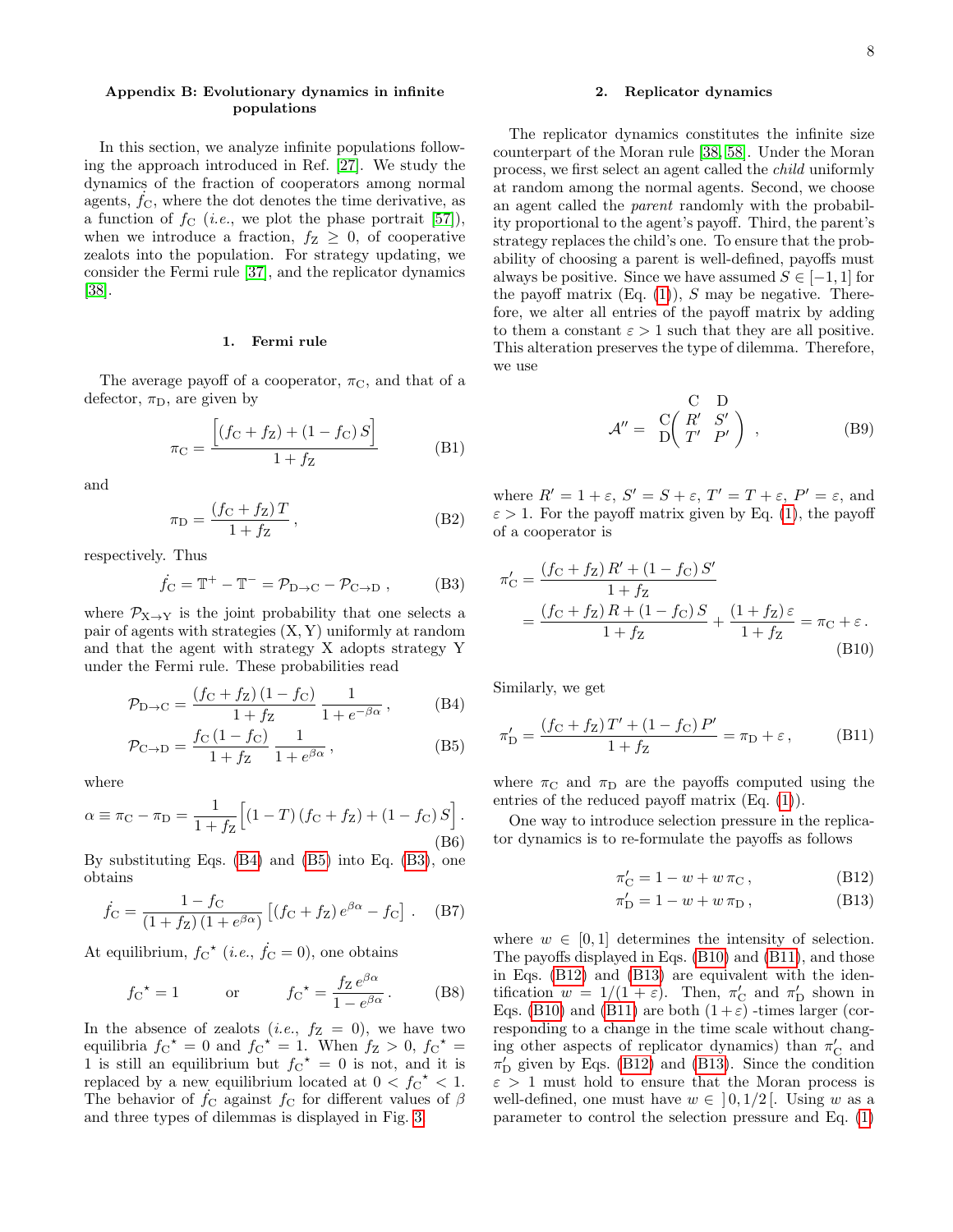### Appendix B: Evolutionary dynamics in infinite populations

In this section, we analyze infinite populations following the approach introduced in Ref. [27]. We study the dynamics of the fraction of cooperators among normal agents, $\dot{f_{\rm C}}$, where the dot denotes the time derivative, as a function of $f_{\rm C}$ (*i.e.*, we plot the phase portrait [57]), when we introduce a fraction, $f_{\rm Z} \geq 0$, of cooperative zealots into the population. For strategy updating, we consider the Fermi rule [37], and the replicator dynamics [38].

#### 1. Fermi rule

The average payoff of a cooperator, $\pi_{\rm C}$, and that of a defector, $\pi_{\rm D}$, are given by

$$\pi_{\rm C} = \frac{\Big[(f_{\rm C}+f_{\rm Z}) + (1-f_{\rm C})\,S\Big]}{1+f_{\rm Z}} \tag{B1}$$

and

$$\pi_{\rm D} = \frac{(f_{\rm C}+f_{\rm Z})\,T}{1+f_{\rm Z}}\,, \tag{B2}$$

respectively. Thus

$$\dot{f_{\rm C}} = \mathbb{T}^{+} - \mathbb{T}^{-} = \mathcal{P}_{\rm D\to C} - \mathcal{P}_{\rm C\to D}\,, \tag{B3}$$

where $\mathcal{P}_{\rm X\to Y}$ is the joint probability that one selects a pair of agents with strategies (X, Y) uniformly at random and that the agent with strategy X adopts strategy Y under the Fermi rule. These probabilities read

$$\mathcal{P}_{\rm D\to C} = \frac{(f_{\rm C}+f_{\rm Z})\,(1-f_{\rm C})}{1+f_{\rm Z}}\,\frac{1}{1+e^{-\beta\alpha}}\,, \tag{B4}$$

$$\mathcal{P}_{\rm C\to D} = \frac{f_{\rm C}\,(1-f_{\rm C})}{1+f_{\rm Z}}\,\frac{1}{1+e^{\beta\alpha}}\,, \tag{B5}$$

where

$$\alpha \equiv \pi_{\rm C} - \pi_{\rm D} = \frac{1}{1+f_{\rm Z}}\Big[(1-T)\,(f_{\rm C}+f_{\rm Z}) + (1-f_{\rm C})\,S\Big]\,. \tag{B6}$$

By substituting Eqs. (B4) and (B5) into Eq. (B3), one obtains

$$\dot{f_{\rm C}} = \frac{1-f_{\rm C}}{(1+f_{\rm Z})\,(1+e^{\beta\alpha})}\left[(f_{\rm C}+f_{\rm Z})\,e^{\beta\alpha} - f_{\rm C}\right]\,. \tag{B7}$$

At equilibrium, ${f_{\rm C}}^{\star}$ (*i.e.*, $\dot{f_{\rm C}} = 0$), one obtains

$${f_{\rm C}}^{\star} = 1 \qquad \text{or} \qquad {f_{\rm C}}^{\star} = \frac{f_{\rm Z}\,e^{\beta\alpha}}{1-e^{\beta\alpha}}\,. \tag{B8}$$

In the absence of zealots (*i.e.*, $f_{\rm Z} = 0$), we have two equilibria ${f_{\rm C}}^{\star} = 0$ and ${f_{\rm C}}^{\star} = 1$. When $f_{\rm Z} > 0$, ${f_{\rm C}}^{\star} = 1$ is still an equilibrium but ${f_{\rm C}}^{\star} = 0$ is not, and it is replaced by a new equilibrium located at $0 < {f_{\rm C}}^{\star} < 1$. The behavior of $\dot{f_{\rm C}}$ against $f_{\rm C}$ for different values of $\beta$ and three types of dilemmas is displayed in Fig. 3.

#### 2. Replicator dynamics

The replicator dynamics constitutes the infinite size counterpart of the Moran rule [38, 58]. Under the Moran process, we first select an agent called the *child* uniformly at random among the normal agents. Second, we choose an agent called the *parent* randomly with the probability proportional to the agent's payoff. Third, the parent's strategy replaces the child's one. To ensure that the probability of choosing a parent is well-defined, payoffs must always be positive. Since we have assumed $S \in [-1, 1]$ for the payoff matrix (Eq. (1)), $S$ may be negative. Therefore, we alter all entries of the payoff matrix by adding to them a constant $\varepsilon > 1$ such that they are all positive. This alteration preserves the type of dilemma. Therefore, we use

$$\mathcal{A}'' = \begin{array}{c} \\ \rm C \\ \rm D \end{array}\!\!\begin{array}{c} \begin{array}{cc} \rm C & \rm D \end{array} \\ \begin{pmatrix} R' & S' \\ T' & P' \end{pmatrix} \end{array}\,, \tag{B9}$$

where $R' = 1+\varepsilon$, $S' = S+\varepsilon$, $T' = T+\varepsilon$, $P' = \varepsilon$, and $\varepsilon > 1$. For the payoff matrix given by Eq. (1), the payoff of a cooperator is

$$\begin{aligned} \pi_{\rm C}' &= \frac{(f_{\rm C}+f_{\rm Z})\,R' + (1-f_{\rm C})\,S'}{1+f_{\rm Z}} \\ &= \frac{(f_{\rm C}+f_{\rm Z})\,R + (1-f_{\rm C})\,S}{1+f_{\rm Z}} + \frac{(1+f_{\rm Z})\,\varepsilon}{1+f_{\rm Z}} = \pi_{\rm C} + \varepsilon\,. \end{aligned} \tag{B10}$$

Similarly, we get

$$\pi_{\rm D}' = \frac{(f_{\rm C}+f_{\rm Z})\,T' + (1-f_{\rm C})\,P'}{1+f_{\rm Z}} = \pi_{\rm D} + \varepsilon\,, \tag{B11}$$

where $\pi_{\rm C}$ and $\pi_{\rm D}$ are the payoffs computed using the entries of the reduced payoff matrix (Eq. (1)).

One way to introduce selection pressure in the replicator dynamics is to re-formulate the payoffs as follows

$$\pi_{\rm C}' = 1 - w + w\,\pi_{\rm C}\,, \tag{B12}$$

$$\pi_{\rm D}' = 1 - w + w\,\pi_{\rm D}\,, \tag{B13}$$

where $w \in [0, 1]$ determines the intensity of selection. The payoffs displayed in Eqs. (B10) and (B11), and those in Eqs. (B12) and (B13) are equivalent with the identification $w = 1/(1+\varepsilon)$. Then, $\pi_{\rm C}'$ and $\pi_{\rm D}'$ shown in Eqs. (B10) and (B11) are both $(1+\varepsilon)$ -times larger (corresponding to a change in the time scale without changing other aspects of replicator dynamics) than $\pi_{\rm C}'$ and $\pi_{\rm D}'$ given by Eqs. (B12) and (B13). Since the condition $\varepsilon > 1$ must hold to ensure that the Moran process is well-defined, one must have $w \in \,]0, 1/2[$. Using $w$ as a parameter to control the selection pressure and Eq. (1)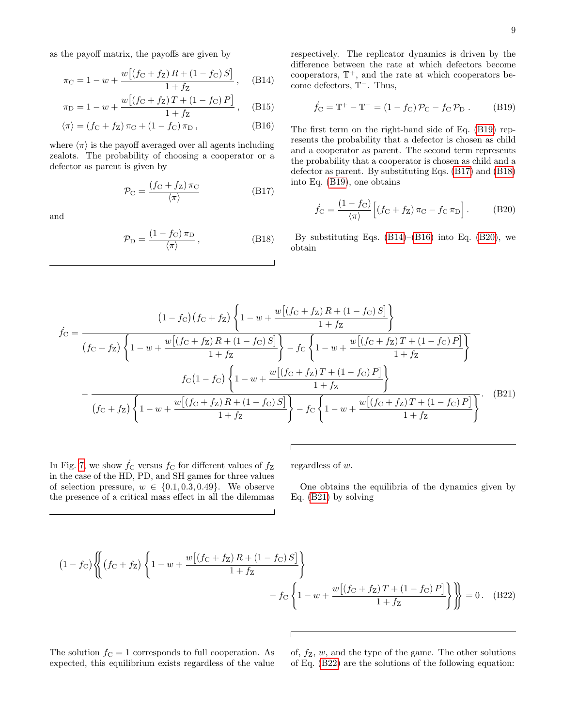as the payoff matrix, the payoffs are given by

$$\pi_{\rm C} = 1 - w + \frac{w\big[(f_{\rm C} + f_{\rm Z})\, R + (1 - f_{\rm C})\, S\big]}{1 + f_{\rm Z}}\,, \qquad \text{(B14)}$$

$$\pi_{\rm D} = 1 - w + \frac{w\big[(f_{\rm C} + f_{\rm Z})\, T + (1 - f_{\rm C})\, P\big]}{1 + f_{\rm Z}}\,, \qquad \text{(B15)}$$

$$\langle \pi \rangle = (f_{\rm C} + f_{\rm Z})\, \pi_{\rm C} + (1 - f_{\rm C})\, \pi_{\rm D}\,, \qquad \text{(B16)}$$

where $\langle \pi \rangle$ is the payoff averaged over all agents including zealots. The probability of choosing a cooperator or a defector as parent is given by

$$\mathcal{P}_{\rm C} = \frac{(f_{\rm C} + f_{\rm Z})\, \pi_{\rm C}}{\langle \pi \rangle} \qquad \text{(B17)}$$

and

$$\mathcal{P}_{\rm D} = \frac{(1 - f_{\rm C})\, \pi_{\rm D}}{\langle \pi \rangle}\,, \qquad \text{(B18)}$$

respectively. The replicator dynamics is driven by the difference between the rate at which defectors become cooperators, $\mathbb{T}^{+}$, and the rate at which cooperators become defectors, $\mathbb{T}^{-}$. Thus,

$$\dot{f_{\rm C}} = \mathbb{T}^{+} - \mathbb{T}^{-} = (1 - f_{\rm C})\, \mathcal{P}_{\rm C} - f_{\rm C}\, \mathcal{P}_{\rm D}\,. \qquad \text{(B19)}$$

The first term on the right-hand side of Eq. (B19) represents the probability that a defector is chosen as child and a cooperator as parent. The second term represents the probability that a cooperator is chosen as child and a defector as parent. By substituting Eqs. (B17) and (B18) into Eq. (B19), one obtains

$$\dot{f_{\rm C}} = \frac{(1 - f_{\rm C})}{\langle \pi \rangle}\Big[(f_{\rm C} + f_{\rm Z})\, \pi_{\rm C} - f_{\rm C}\, \pi_{\rm D}\Big]\,. \qquad \text{(B20)}$$

By substituting Eqs. (B14)–(B16) into Eq. (B20), we obtain

$$\dot{f_{\rm C}} = \frac{(1 - f_{\rm C})(f_{\rm C} + f_{\rm Z})\left\{1 - w + \dfrac{w\big[(f_{\rm C} + f_{\rm Z})\, R + (1 - f_{\rm C})\, S\big]}{1 + f_{\rm Z}}\right\}}{(f_{\rm C} + f_{\rm Z})\left\{1 - w + \dfrac{w\big[(f_{\rm C} + f_{\rm Z})\, R + (1 - f_{\rm C})\, S\big]}{1 + f_{\rm Z}}\right\} - f_{\rm C}\left\{1 - w + \dfrac{w\big[(f_{\rm C} + f_{\rm Z})\, T + (1 - f_{\rm C})\, P\big]}{1 + f_{\rm Z}}\right\}}$$
$$- \frac{f_{\rm C}(1 - f_{\rm C})\left\{1 - w + \dfrac{w\big[(f_{\rm C} + f_{\rm Z})\, T + (1 - f_{\rm C})\, P\big]}{1 + f_{\rm Z}}\right\}}{(f_{\rm C} + f_{\rm Z})\left\{1 - w + \dfrac{w\big[(f_{\rm C} + f_{\rm Z})\, R + (1 - f_{\rm C})\, S\big]}{1 + f_{\rm Z}}\right\} - f_{\rm C}\left\{1 - w + \dfrac{w\big[(f_{\rm C} + f_{\rm Z})\, T + (1 - f_{\rm C})\, P\big]}{1 + f_{\rm Z}}\right\}}\,. \qquad \text{(B21)}$$

In Fig. 7 we show $\dot{f_{\rm C}}$ versus $f_{\rm C}$ for different values of $f_{\rm Z}$ in the case of the HD, PD, and SH games for three values of selection pressure, $w \in \{0.1, 0.3, 0.49\}$. We observe the presence of a critical mass effect in all the dilemmas regardless of $w$.

One obtains the equilibria of the dynamics given by Eq. (B21) by solving

$$(1 - f_{\rm C})\left\{\!\!\left\{(f_{\rm C} + f_{\rm Z})\left\{1 - w + \frac{w\big[(f_{\rm C} + f_{\rm Z})\, R + (1 - f_{\rm C})\, S\big]}{1 + f_{\rm Z}}\right\} - f_{\rm C}\left\{1 - w + \frac{w\big[(f_{\rm C} + f_{\rm Z})\, T + (1 - f_{\rm C})\, P\big]}{1 + f_{\rm Z}}\right\}\right\}\!\!\right\} = 0\,. \qquad \text{(B22)}$$

The solution $f_{\rm C} = 1$ corresponds to full cooperation. As expected, this equilibrium exists regardless of the value of, $f_{\rm Z}$, $w$, and the type of the game. The other solutions of Eq. (B22) are the solutions of the following equation: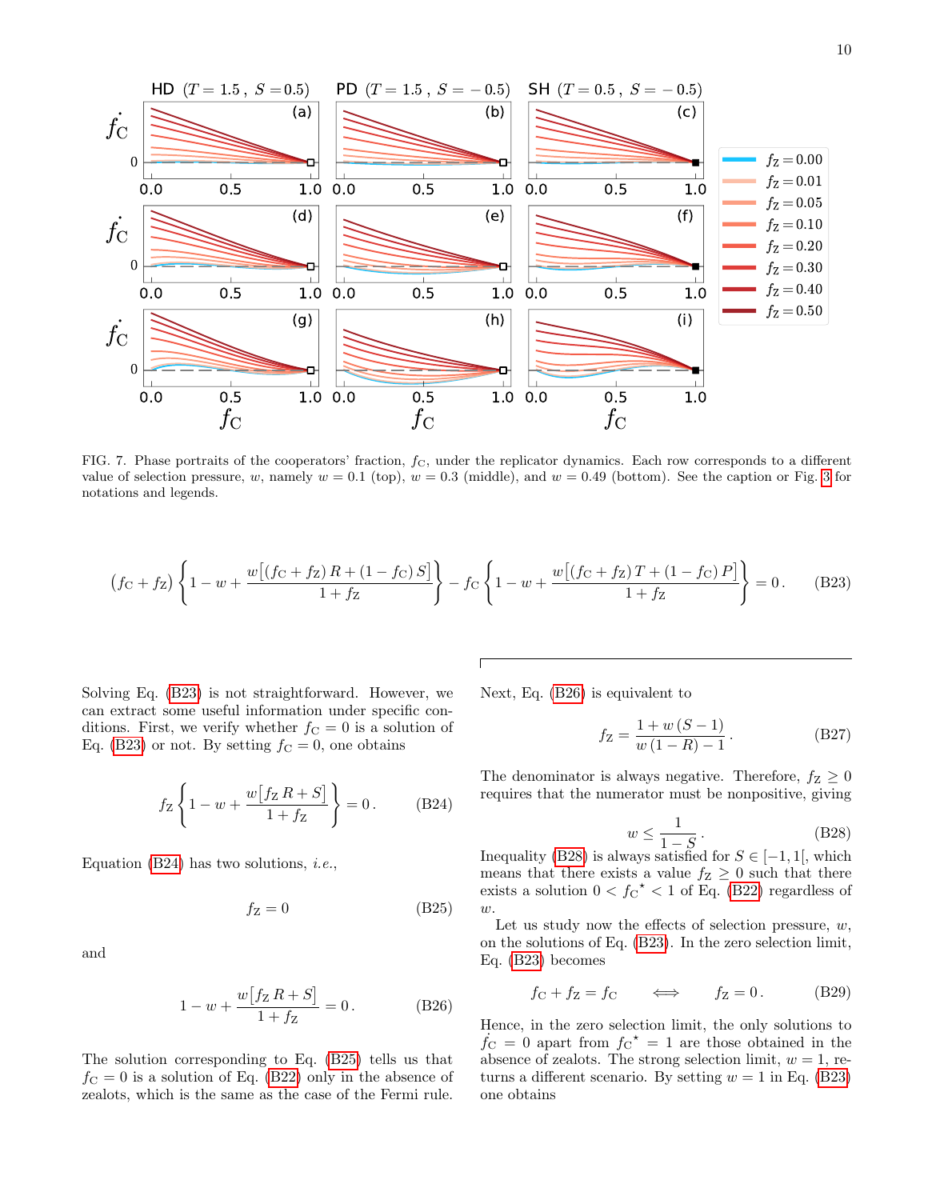FIG. 7. Phase portraits of the cooperators' fraction, $f_{\rm C}$, under the replicator dynamics. Each row corresponds to a different value of selection pressure, $w$, namely $w = 0.1$ (top), $w = 0.3$ (middle), and $w = 0.49$ (bottom). See the caption or Fig. 3 for notations and legends.

$$\left(f_{\rm C}+f_{\rm Z}\right)\left\{1-w+\frac{w\left[\left(f_{\rm C}+f_{\rm Z}\right)R+\left(1-f_{\rm C}\right)S\right]}{1+f_{\rm Z}}\right\}-f_{\rm C}\left\{1-w+\frac{w\left[\left(f_{\rm C}+f_{\rm Z}\right)T+\left(1-f_{\rm C}\right)P\right]}{1+f_{\rm Z}}\right\}=0\,. \tag{B23}$$

Solving Eq. (B23) is not straightforward. However, we can extract some useful information under specific conditions. First, we verify whether $f_{\rm C} = 0$ is a solution of Eq. (B23) or not. By setting $f_{\rm C} = 0$, one obtains

$$f_{\rm Z}\left\{1-w+\frac{w\left[f_{\rm Z}\,R+S\right]}{1+f_{\rm Z}}\right\}=0\,. \tag{B24}$$

Equation (B24) has two solutions, *i.e.*,

$$f_{\rm Z}=0 \tag{B25}$$

and

$$1-w+\frac{w\left[f_{\rm Z}\,R+S\right]}{1+f_{\rm Z}}=0\,. \tag{B26}$$

The solution corresponding to Eq. (B25) tells us that $f_{\rm C} = 0$ is a solution of Eq. (B22) only in the absence of zealots, which is the same as the case of the Fermi rule.

Next, Eq. (B26) is equivalent to

$$f_{\rm Z}=\frac{1+w\,(S-1)}{w\,(1-R)-1}\,. \tag{B27}$$

The denominator is always negative. Therefore, $f_{\rm Z} \geq 0$ requires that the numerator must be nonpositive, giving

$$w\leq\frac{1}{1-S}\,. \tag{B28}$$

Inequality (B28) is always satisfied for $S \in [-1, 1[$, which means that there exists a value $f_{\rm Z} \geq 0$ such that there exists a solution $0 < {f_{\rm C}}^{\star} < 1$ of Eq. (B22) regardless of $w$.

Let us study now the effects of selection pressure, $w$, on the solutions of Eq. (B23). In the zero selection limit, Eq. (B23) becomes

$$f_{\rm C}+f_{\rm Z}=f_{\rm C} \qquad \Longleftrightarrow \qquad f_{\rm Z}=0\,. \tag{B29}$$

Hence, in the zero selection limit, the only solutions to $\dot{f_{\rm C}} = 0$ apart from ${f_{\rm C}}^{\star} = 1$ are those obtained in the absence of zealots. The strong selection limit, $w = 1$, returns a different scenario. By setting $w = 1$ in Eq. (B23) one obtains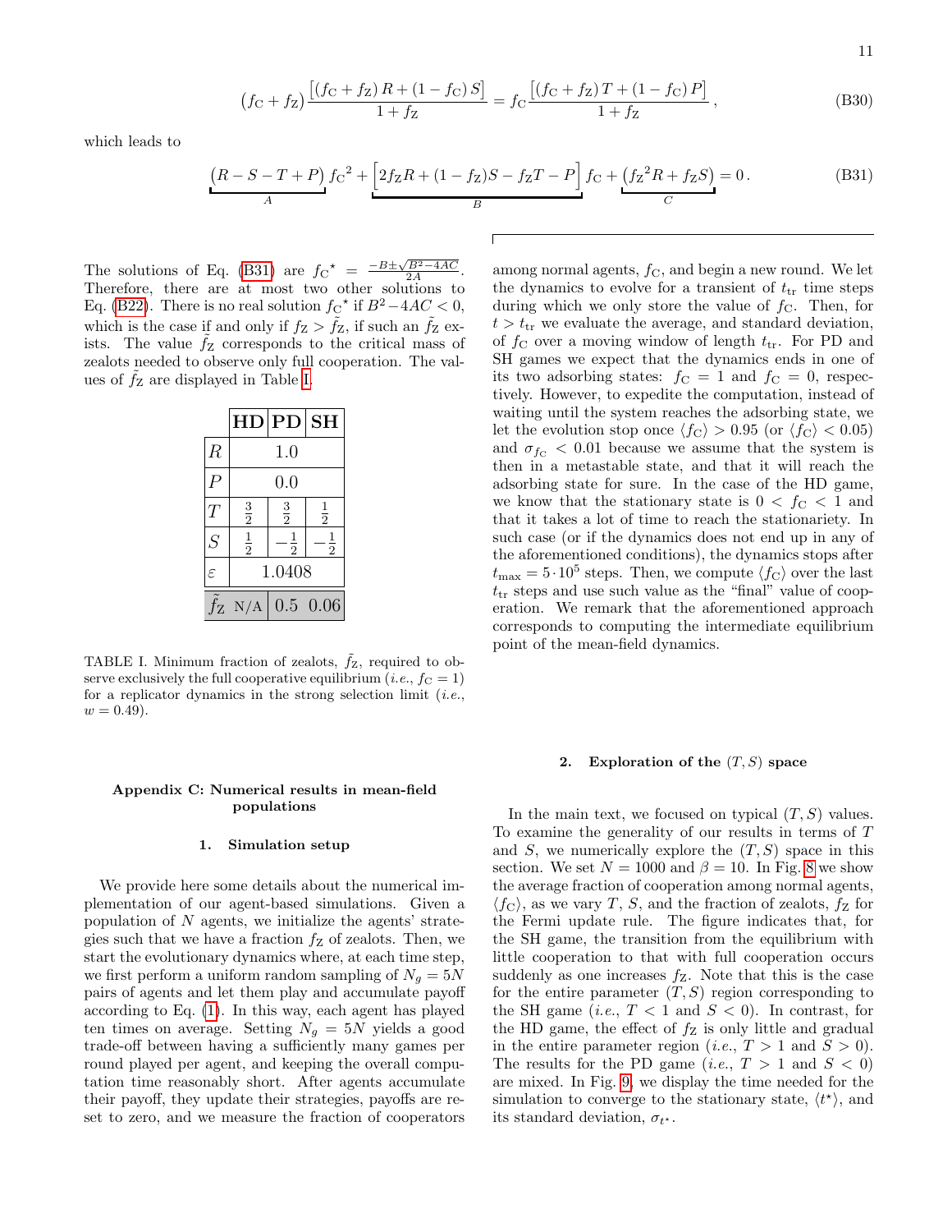$$\left(f_{\mathrm{C}}+f_{\mathrm{Z}}\right)\frac{\left[\left(f_{\mathrm{C}}+f_{\mathrm{Z}}\right)R+\left(1-f_{\mathrm{C}}\right)S\right]}{1+f_{\mathrm{Z}}}=f_{\mathrm{C}}\frac{\left[\left(f_{\mathrm{C}}+f_{\mathrm{Z}}\right)T+\left(1-f_{\mathrm{C}}\right)P\right]}{1+f_{\mathrm{Z}}}\,, \tag{B30}$$

which leads to

$$\underbrace{\left(R-S-T+P\right)}_{A}{f_{\mathrm{C}}}^2+\underbrace{\left[2f_{\mathrm{Z}}R+(1-f_{\mathrm{Z}})S-f_{\mathrm{Z}}T-P\right]}_{B}f_{\mathrm{C}}+\underbrace{\left({f_{\mathrm{Z}}}^2R+f_{\mathrm{Z}}S\right)}_{C}=0\,. \tag{B31}$$

The solutions of Eq. (B31) are ${f_{\mathrm{C}}}^{\star}=\frac{-B\pm\sqrt{B^2-4AC}}{2A}$. Therefore, there are at most two other solutions to Eq. (B22). There is no real solution ${f_{\mathrm{C}}}^{\star}$ if $B^2-4AC<0$, which is the case if and only if $f_{\mathrm{Z}}>\tilde{f}_{\mathrm{Z}}$, if such an $\tilde{f}_{\mathrm{Z}}$ exists. The value $\tilde{f}_{\mathrm{Z}}$ corresponds to the critical mass of zealots needed to observe only full cooperation. The values of $\tilde{f}_{\mathrm{Z}}$ are displayed in Table I.

| | HD | PD | SH |
|---|---|---|---|
| $R$ | 1.0 | | |
| $P$ | 0.0 | | |
| $T$ | $\frac{3}{2}$ | $\frac{3}{2}$ | $\frac{1}{2}$ |
| $S$ | $\frac{1}{2}$ | $-\frac{1}{2}$ | $-\frac{1}{2}$ |
| $\varepsilon$ | 1.0408 | | |
| $\tilde{f}_{\mathrm{Z}}$ | N/A | 0.5 | 0.06 |

TABLE I. Minimum fraction of zealots, $\tilde{f}_{\mathrm{Z}}$, required to observe exclusively the full cooperative equilibrium (*i.e.*, $f_{\mathrm{C}}=1$) for a replicator dynamics in the strong selection limit (*i.e.*, $w=0.49$).

## Appendix C: Numerical results in mean-field populations

### 1. Simulation setup

We provide here some details about the numerical implementation of our agent-based simulations. Given a population of $N$ agents, we initialize the agents' strategies such that we have a fraction $f_{\mathrm{Z}}$ of zealots. Then, we start the evolutionary dynamics where, at each time step, we first perform a uniform random sampling of $N_g=5N$ pairs of agents and let them play and accumulate payoff according to Eq. (1). In this way, each agent has played ten times on average. Setting $N_g=5N$ yields a good trade-off between having a sufficiently many games per round played per agent, and keeping the overall computation time reasonably short. After agents accumulate their payoff, they update their strategies, payoffs are reset to zero, and we measure the fraction of cooperators among normal agents, $f_{\mathrm{C}}$, and begin a new round. We let the dynamics to evolve for a transient of $t_{\mathrm{tr}}$ time steps during which we only store the value of $f_{\mathrm{C}}$. Then, for $t>t_{\mathrm{tr}}$ we evaluate the average, and standard deviation, of $f_{\mathrm{C}}$ over a moving window of length $t_{\mathrm{tr}}$. For PD and SH games we expect that the dynamics ends in one of its two adsorbing states: $f_{\mathrm{C}}=1$ and $f_{\mathrm{C}}=0$, respectively. However, to expedite the computation, instead of waiting until the system reaches the adsorbing state, we let the evolution stop once $\langle f_{\mathrm{C}}\rangle>0.95$ (or $\langle f_{\mathrm{C}}\rangle<0.05$) and $\sigma_{f_{\mathrm{C}}}<0.01$ because we assume that the system is then in a metastable state, and that it will reach the adsorbing state for sure. In the case of the HD game, we know that the stationary state is $0<f_{\mathrm{C}}<1$ and that it takes a lot of time to reach the stationariety. In such case (or if the dynamics does not end up in any of the aforementioned conditions), the dynamics stops after $t_{\max}=5\cdot10^5$ steps. Then, we compute $\langle f_{\mathrm{C}}\rangle$ over the last $t_{\mathrm{tr}}$ steps and use such value as the "final" value of cooperation. We remark that the aforementioned approach corresponds to computing the intermediate equilibrium point of the mean-field dynamics.

### 2. Exploration of the $(T,S)$ space

In the main text, we focused on typical $(T,S)$ values. To examine the generality of our results in terms of $T$ and $S$, we numerically explore the $(T,S)$ space in this section. We set $N=1000$ and $\beta=10$. In Fig. 8 we show the average fraction of cooperation among normal agents, $\langle f_{\mathrm{C}}\rangle$, as we vary $T$, $S$, and the fraction of zealots, $f_{\mathrm{Z}}$ for the Fermi update rule. The figure indicates that, for the SH game, the transition from the equilibrium with little cooperation to that with full cooperation occurs suddenly as one increases $f_{\mathrm{Z}}$. Note that this is the case for the entire parameter $(T,S)$ region corresponding to the SH game (*i.e.*, $T<1$ and $S<0$). In contrast, for the HD game, the effect of $f_{\mathrm{Z}}$ is only little and gradual in the entire parameter region (*i.e.*, $T>1$ and $S>0$). The results for the PD game (*i.e.*, $T>1$ and $S<0$) are mixed. In Fig. 9, we display the time needed for the simulation to converge to the stationary state, $\langle t^{\star}\rangle$, and its standard deviation, $\sigma_{t^{\star}}$.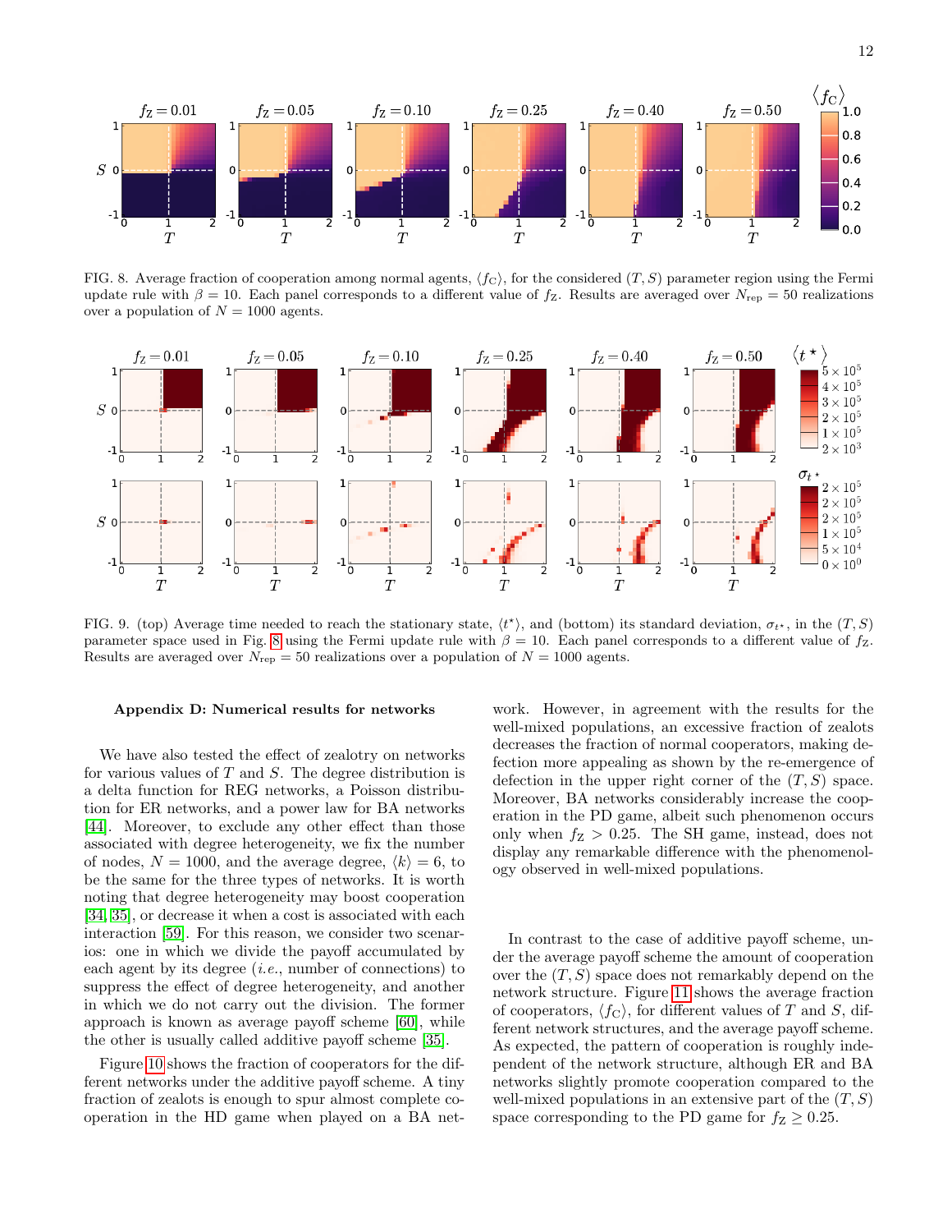FIG. 8. Average fraction of cooperation among normal agents, $\langle f_C \rangle$, for the considered $(T, S)$ parameter region using the Fermi update rule with $\beta = 10$. Each panel corresponds to a different value of $f_Z$. Results are averaged over $N_{rep} = 50$ realizations over a population of $N = 1000$ agents.

FIG. 9. (top) Average time needed to reach the stationary state, $\langle t^\star \rangle$, and (bottom) its standard deviation, $\sigma_{t^\star}$, in the $(T, S)$ parameter space used in Fig. 8 using the Fermi update rule with $\beta = 10$. Each panel corresponds to a different value of $f_Z$. Results are averaged over $N_{rep} = 50$ realizations over a population of $N = 1000$ agents.

### Appendix D: Numerical results for networks

We have also tested the effect of zealotry on networks for various values of $T$ and $S$. The degree distribution is a delta function for REG networks, a Poisson distribution for ER networks, and a power law for BA networks [44]. Moreover, to exclude any other effect than those associated with degree heterogeneity, we fix the number of nodes, $N = 1000$, and the average degree, $\langle k \rangle = 6$, to be the same for the three types of networks. It is worth noting that degree heterogeneity may boost cooperation [34, 35], or decrease it when a cost is associated with each interaction [59]. For this reason, we consider two scenarios: one in which we divide the payoff accumulated by each agent by its degree (*i.e.*, number of connections) to suppress the effect of degree heterogeneity, and another in which we do not carry out the division. The former approach is known as average payoff scheme [60], while the other is usually called additive payoff scheme [35].

Figure 10 shows the fraction of cooperators for the different networks under the additive payoff scheme. A tiny fraction of zealots is enough to spur almost complete cooperation in the HD game when played on a BA network. However, in agreement with the results for the well-mixed populations, an excessive fraction of zealots decreases the fraction of normal cooperators, making defection more appealing as shown by the re-emergence of defection in the upper right corner of the $(T, S)$ space. Moreover, BA networks considerably increase the cooperation in the PD game, albeit such phenomenon occurs only when $f_Z > 0.25$. The SH game, instead, does not display any remarkable difference with the phenomenology observed in well-mixed populations.

In contrast to the case of additive payoff scheme, under the average payoff scheme the amount of cooperation over the $(T, S)$ space does not remarkably depend on the network structure. Figure 11 shows the average fraction of cooperators, $\langle f_C \rangle$, for different values of $T$ and $S$, different network structures, and the average payoff scheme. As expected, the pattern of cooperation is roughly independent of the network structure, although ER and BA networks slightly promote cooperation compared to the well-mixed populations in an extensive part of the $(T, S)$ space corresponding to the PD game for $f_Z \geq 0.25$.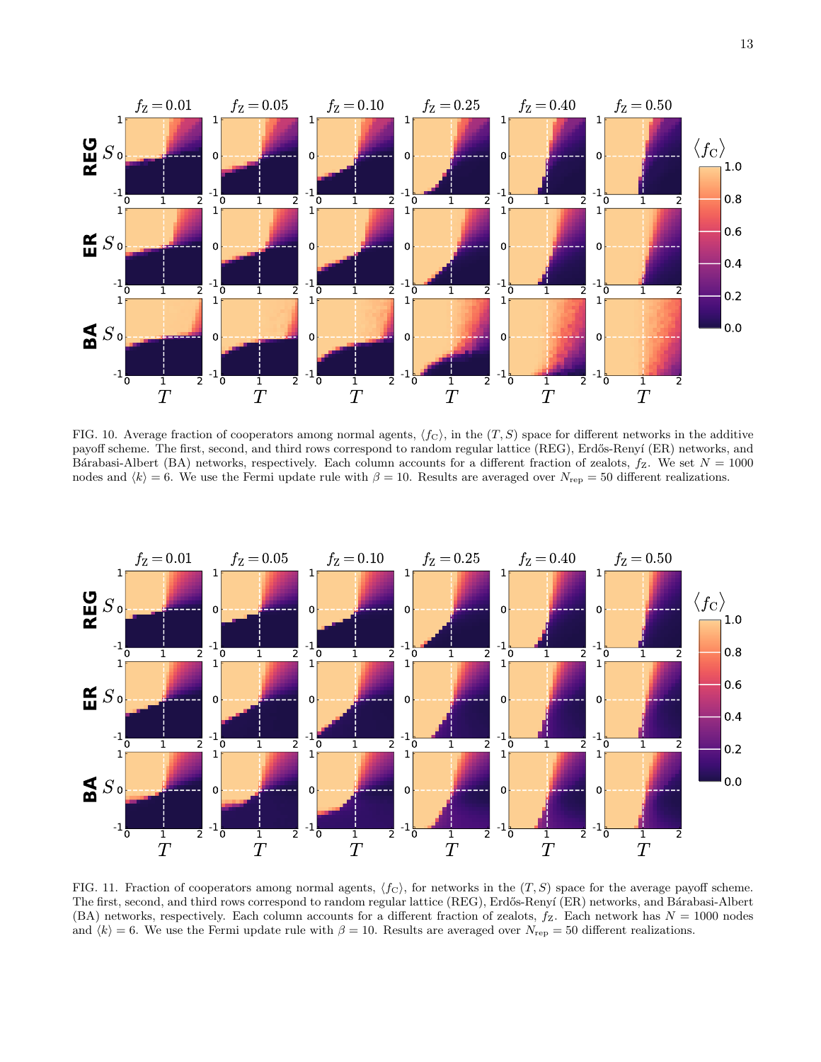FIG. 10. Average fraction of cooperators among normal agents, $\langle f_{\mathrm{C}} \rangle$, in the $(T, S)$ space for different networks in the additive payoff scheme. The first, second, and third rows correspond to random regular lattice (REG), Erdős-Renyí (ER) networks, and Bárabasi-Albert (BA) networks, respectively. Each column accounts for a different fraction of zealots, $f_{\mathrm{Z}}$. We set $N = 1000$ nodes and $\langle k \rangle = 6$. We use the Fermi update rule with $\beta = 10$. Results are averaged over $N_{\mathrm{rep}} = 50$ different realizations.

FIG. 11. Fraction of cooperators among normal agents, $\langle f_{\mathrm{C}} \rangle$, for networks in the $(T, S)$ space for the average payoff scheme. The first, second, and third rows correspond to random regular lattice (REG), Erdős-Renyí (ER) networks, and Bárabasi-Albert (BA) networks, respectively. Each column accounts for a different fraction of zealots, $f_{\mathrm{Z}}$. Each network has $N = 1000$ nodes and $\langle k \rangle = 6$. We use the Fermi update rule with $\beta = 10$. Results are averaged over $N_{\mathrm{rep}} = 50$ different realizations.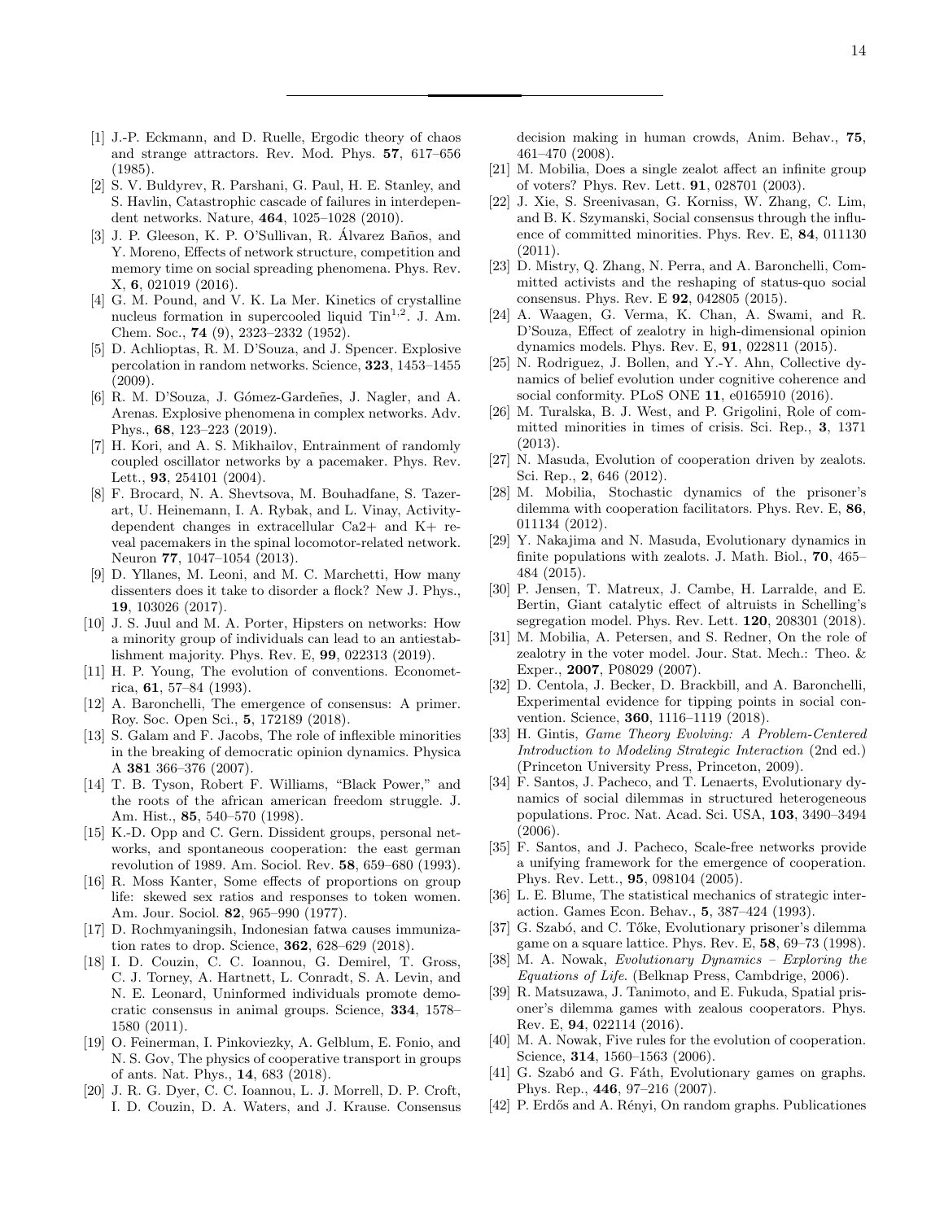- [1] J.-P. Eckmann, and D. Ruelle, Ergodic theory of chaos and strange attractors. Rev. Mod. Phys. **57**, 617–656 (1985).
- [2] S. V. Buldyrev, R. Parshani, G. Paul, H. E. Stanley, and S. Havlin, Catastrophic cascade of failures in interdependent networks. Nature, **464**, 1025–1028 (2010).
- [3] J. P. Gleeson, K. P. O'Sullivan, R. Álvarez Baños, and Y. Moreno, Effects of network structure, competition and memory time on social spreading phenomena. Phys. Rev. X, **6**, 021019 (2016).
- [4] G. M. Pound, and V. K. La Mer. Kinetics of crystalline nucleus formation in supercooled liquid Tin$^{1,2}$. J. Am. Chem. Soc., **74** (9), 2323–2332 (1952).
- [5] D. Achlioptas, R. M. D'Souza, and J. Spencer. Explosive percolation in random networks. Science, **323**, 1453–1455 (2009).
- [6] R. M. D'Souza, J. Gómez-Gardeñes, J. Nagler, and A. Arenas. Explosive phenomena in complex networks. Adv. Phys., **68**, 123–223 (2019).
- [7] H. Kori, and A. S. Mikhailov, Entrainment of randomly coupled oscillator networks by a pacemaker. Phys. Rev. Lett., **93**, 254101 (2004).
- [8] F. Brocard, N. A. Shevtsova, M. Bouhadfane, S. Tazerart, U. Heinemann, I. A. Rybak, and L. Vinay, Activity-dependent changes in extracellular Ca2+ and K+ reveal pacemakers in the spinal locomotor-related network. Neuron **77**, 1047–1054 (2013).
- [9] D. Yllanes, M. Leoni, and M. C. Marchetti, How many dissenters does it take to disorder a flock? New J. Phys., **19**, 103026 (2017).
- [10] J. S. Juul and M. A. Porter, Hipsters on networks: How a minority group of individuals can lead to an antiestablishment majority. Phys. Rev. E, **99**, 022313 (2019).
- [11] H. P. Young, The evolution of conventions. Econometrica, **61**, 57–84 (1993).
- [12] A. Baronchelli, The emergence of consensus: A primer. Roy. Soc. Open Sci., **5**, 172189 (2018).
- [13] S. Galam and F. Jacobs, The role of inflexible minorities in the breaking of democratic opinion dynamics. Physica A **381** 366–376 (2007).
- [14] T. B. Tyson, Robert F. Williams, "Black Power," and the roots of the african american freedom struggle. J. Am. Hist., **85**, 540–570 (1998).
- [15] K.-D. Opp and C. Gern. Dissident groups, personal networks, and spontaneous cooperation: the east german revolution of 1989. Am. Sociol. Rev. **58**, 659–680 (1993).
- [16] R. Moss Kanter, Some effects of proportions on group life: skewed sex ratios and responses to token women. Am. Jour. Sociol. **82**, 965–990 (1977).
- [17] D. Rochmyaningsih, Indonesian fatwa causes immunization rates to drop. Science, **362**, 628–629 (2018).
- [18] I. D. Couzin, C. C. Ioannou, G. Demirel, T. Gross, C. J. Torney, A. Hartnett, L. Conradt, S. A. Levin, and N. E. Leonard, Uninformed individuals promote democratic consensus in animal groups. Science, **334**, 1578–1580 (2011).
- [19] O. Feinerman, I. Pinkoviezky, A. Gelblum, E. Fonio, and N. S. Gov, The physics of cooperative transport in groups of ants. Nat. Phys., **14**, 683 (2018).
- [20] J. R. G. Dyer, C. C. Ioannou, L. J. Morrell, D. P. Croft, I. D. Couzin, D. A. Waters, and J. Krause. Consensus decision making in human crowds, Anim. Behav., **75**, 461–470 (2008).
- [21] M. Mobilia, Does a single zealot affect an infinite group of voters? Phys. Rev. Lett. **91**, 028701 (2003).
- [22] J. Xie, S. Sreenivasan, G. Korniss, W. Zhang, C. Lim, and B. K. Szymanski, Social consensus through the influence of committed minorities. Phys. Rev. E, **84**, 011130 (2011).
- [23] D. Mistry, Q. Zhang, N. Perra, and A. Baronchelli, Committed activists and the reshaping of status-quo social consensus. Phys. Rev. E **92**, 042805 (2015).
- [24] A. Waagen, G. Verma, K. Chan, A. Swami, and R. D'Souza, Effect of zealotry in high-dimensional opinion dynamics models. Phys. Rev. E, **91**, 022811 (2015).
- [25] N. Rodriguez, J. Bollen, and Y.-Y. Ahn, Collective dynamics of belief evolution under cognitive coherence and social conformity. PLoS ONE **11**, e0165910 (2016).
- [26] M. Turalska, B. J. West, and P. Grigolini, Role of committed minorities in times of crisis. Sci. Rep., **3**, 1371 (2013).
- [27] N. Masuda, Evolution of cooperation driven by zealots. Sci. Rep., **2**, 646 (2012).
- [28] M. Mobilia, Stochastic dynamics of the prisoner's dilemma with cooperation facilitators. Phys. Rev. E, **86**, 011134 (2012).
- [29] Y. Nakajima and N. Masuda, Evolutionary dynamics in finite populations with zealots. J. Math. Biol., **70**, 465–484 (2015).
- [30] P. Jensen, T. Matreux, J. Cambe, H. Larralde, and E. Bertin, Giant catalytic effect of altruists in Schelling's segregation model. Phys. Rev. Lett. **120**, 208301 (2018).
- [31] M. Mobilia, A. Petersen, and S. Redner, On the role of zealotry in the voter model. Jour. Stat. Mech.: Theo. & Exper., **2007**, P08029 (2007).
- [32] D. Centola, J. Becker, D. Brackbill, and A. Baronchelli, Experimental evidence for tipping points in social convention. Science, **360**, 1116–1119 (2018).
- [33] H. Gintis, *Game Theory Evolving: A Problem-Centered Introduction to Modeling Strategic Interaction* (2nd ed.) (Princeton University Press, Princeton, 2009).
- [34] F. Santos, J. Pacheco, and T. Lenaerts, Evolutionary dynamics of social dilemmas in structured heterogeneous populations. Proc. Nat. Acad. Sci. USA, **103**, 3490–3494 (2006).
- [35] F. Santos, and J. Pacheco, Scale-free networks provide a unifying framework for the emergence of cooperation. Phys. Rev. Lett., **95**, 098104 (2005).
- [36] L. E. Blume, The statistical mechanics of strategic interaction. Games Econ. Behav., **5**, 387–424 (1993).
- [37] G. Szabó, and C. Tőke, Evolutionary prisoner's dilemma game on a square lattice. Phys. Rev. E, **58**, 69–73 (1998).
- [38] M. A. Nowak, *Evolutionary Dynamics – Exploring the Equations of Life*. (Belknap Press, Cambdrige, 2006).
- [39] R. Matsuzawa, J. Tanimoto, and E. Fukuda, Spatial prisoner's dilemma games with zealous cooperators. Phys. Rev. E, **94**, 022114 (2016).
- [40] M. A. Nowak, Five rules for the evolution of cooperation. Science, **314**, 1560–1563 (2006).
- [41] G. Szabó and G. Fáth, Evolutionary games on graphs. Phys. Rep., **446**, 97–216 (2007).
- [42] P. Erdős and A. Rényi, On random graphs. Publicationes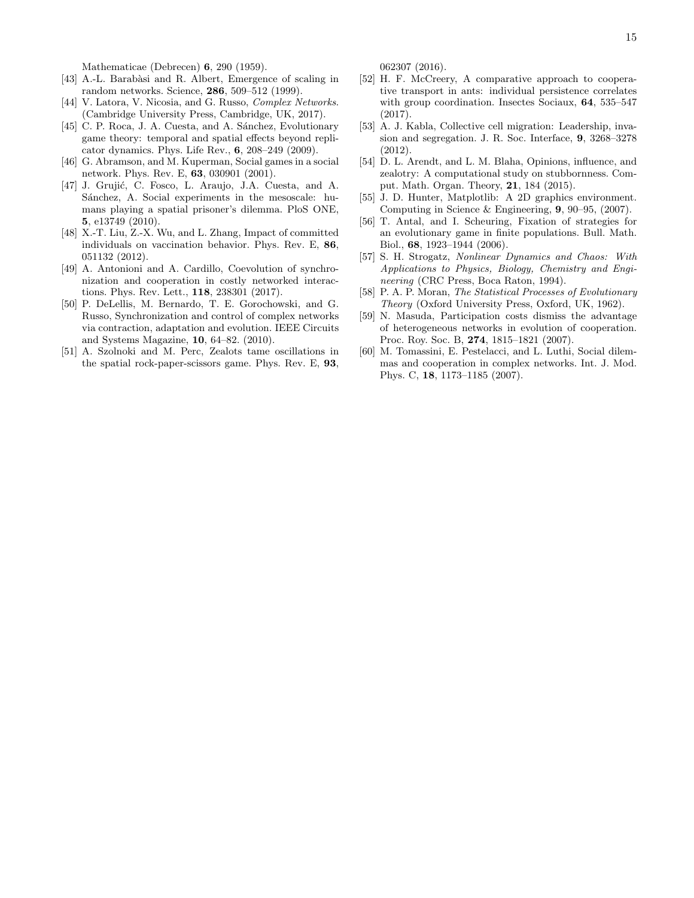Mathematicae (Debrecen) **6**, 290 (1959).

[43] A.-L. Barabàsi and R. Albert, Emergence of scaling in random networks. Science, **286**, 509–512 (1999).

[44] V. Latora, V. Nicosia, and G. Russo, *Complex Networks*. (Cambridge University Press, Cambridge, UK, 2017).

[45] C. P. Roca, J. A. Cuesta, and A. Sánchez, Evolutionary game theory: temporal and spatial effects beyond replicator dynamics. Phys. Life Rev., **6**, 208–249 (2009).

[46] G. Abramson, and M. Kuperman, Social games in a social network. Phys. Rev. E, **63**, 030901 (2001).

[47] J. Grujić, C. Fosco, L. Araujo, J.A. Cuesta, and A. Sánchez, A. Social experiments in the mesoscale: humans playing a spatial prisoner's dilemma. PloS ONE, **5**, e13749 (2010).

[48] X.-T. Liu, Z.-X. Wu, and L. Zhang, Impact of committed individuals on vaccination behavior. Phys. Rev. E, **86**, 051132 (2012).

[49] A. Antonioni and A. Cardillo, Coevolution of synchronization and cooperation in costly networked interactions. Phys. Rev. Lett., **118**, 238301 (2017).

[50] P. DeLellis, M. Bernardo, T. E. Gorochowski, and G. Russo, Synchronization and control of complex networks via contraction, adaptation and evolution. IEEE Circuits and Systems Magazine, **10**, 64–82. (2010).

[51] A. Szolnoki and M. Perc, Zealots tame oscillations in the spatial rock-paper-scissors game. Phys. Rev. E, **93**, 062307 (2016).

[52] H. F. McCreery, A comparative approach to cooperative transport in ants: individual persistence correlates with group coordination. Insectes Sociaux, **64**, 535–547 (2017).

[53] A. J. Kabla, Collective cell migration: Leadership, invasion and segregation. J. R. Soc. Interface, **9**, 3268–3278 (2012).

[54] D. L. Arendt, and L. M. Blaha, Opinions, influence, and zealotry: A computational study on stubbornness. Comput. Math. Organ. Theory, **21**, 184 (2015).

[55] J. D. Hunter, Matplotlib: A 2D graphics environment. Computing in Science & Engineering, **9**, 90–95, (2007).

[56] T. Antal, and I. Scheuring, Fixation of strategies for an evolutionary game in finite populations. Bull. Math. Biol., **68**, 1923–1944 (2006).

[57] S. H. Strogatz, *Nonlinear Dynamics and Chaos: With Applications to Physics, Biology, Chemistry and Engineering* (CRC Press, Boca Raton, 1994).

[58] P. A. P. Moran, *The Statistical Processes of Evolutionary Theory* (Oxford University Press, Oxford, UK, 1962).

[59] N. Masuda, Participation costs dismiss the advantage of heterogeneous networks in evolution of cooperation. Proc. Roy. Soc. B, **274**, 1815–1821 (2007).

[60] M. Tomassini, E. Pestelacci, and L. Luthi, Social dilemmas and cooperation in complex networks. Int. J. Mod. Phys. C, **18**, 1173–1185 (2007).